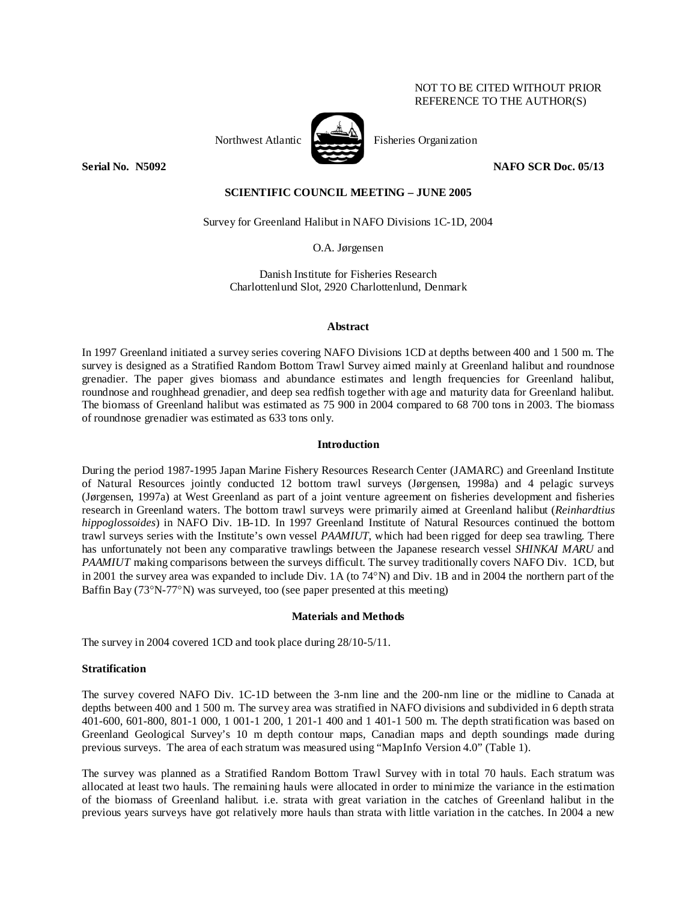NOT TO BE CITED WITHOUT PRIOR REFERENCE TO THE AUTHOR(S)

Northwest Atlantic Fisheries Organization

**Serial No. N5092** **NAFO SCR Doc. 05/13**

**SCIENTIFIC COUNCIL MEETING – JUNE 2005**

Survey for Greenland Halibut in NAFO Divisions 1C-1D, 2004

O.A. Jørgensen

Danish Institute for Fisheries Research
Charlottenlund Slot, 2920 Charlottenlund, Denmark

### Abstract

In 1997 Greenland initiated a survey series covering NAFO Divisions 1CD at depths between 400 and 1 500 m. The survey is designed as a Stratified Random Bottom Trawl Survey aimed mainly at Greenland halibut and roundnose grenadier. The paper gives biomass and abundance estimates and length frequencies for Greenland halibut, roundnose and roughhead grenadier, and deep sea redfish together with age and maturity data for Greenland halibut. The biomass of Greenland halibut was estimated as 75 900 in 2004 compared to 68 700 tons in 2003. The biomass of roundnose grenadier was estimated as 633 tons only.

### Introduction

During the period 1987-1995 Japan Marine Fishery Resources Research Center (JAMARC) and Greenland Institute of Natural Resources jointly conducted 12 bottom trawl surveys (Jørgensen, 1998a) and 4 pelagic surveys (Jørgensen, 1997a) at West Greenland as part of a joint venture agreement on fisheries development and fisheries research in Greenland waters. The bottom trawl surveys were primarily aimed at Greenland halibut (*Reinhardtius hippoglossoides*) in NAFO Div. 1B-1D. In 1997 Greenland Institute of Natural Resources continued the bottom trawl surveys series with the Institute's own vessel *PAAMIUT*, which had been rigged for deep sea trawling. There has unfortunately not been any comparative trawlings between the Japanese research vessel *SHINKAI MARU* and *PAAMIUT* making comparisons between the surveys difficult. The survey traditionally covers NAFO Div. 1CD, but in 2001 the survey area was expanded to include Div. 1A (to 74°N) and Div. 1B and in 2004 the northern part of the Baffin Bay (73°N-77°N) was surveyed, too (see paper presented at this meeting)

### Materials and Methods

The survey in 2004 covered 1CD and took place during 28/10-5/11.

#### Stratification

The survey covered NAFO Div. 1C-1D between the 3-nm line and the 200-nm line or the midline to Canada at depths between 400 and 1 500 m. The survey area was stratified in NAFO divisions and subdivided in 6 depth strata 401-600, 601-800, 801-1 000, 1 001-1 200, 1 201-1 400 and 1 401-1 500 m. The depth stratification was based on Greenland Geological Survey's 10 m depth contour maps, Canadian maps and depth soundings made during previous surveys. The area of each stratum was measured using "MapInfo Version 4.0" (Table 1).

The survey was planned as a Stratified Random Bottom Trawl Survey with in total 70 hauls. Each stratum was allocated at least two hauls. The remaining hauls were allocated in order to minimize the variance in the estimation of the biomass of Greenland halibut. i.e. strata with great variation in the catches of Greenland halibut in the previous years surveys have got relatively more hauls than strata with little variation in the catches. In 2004 a new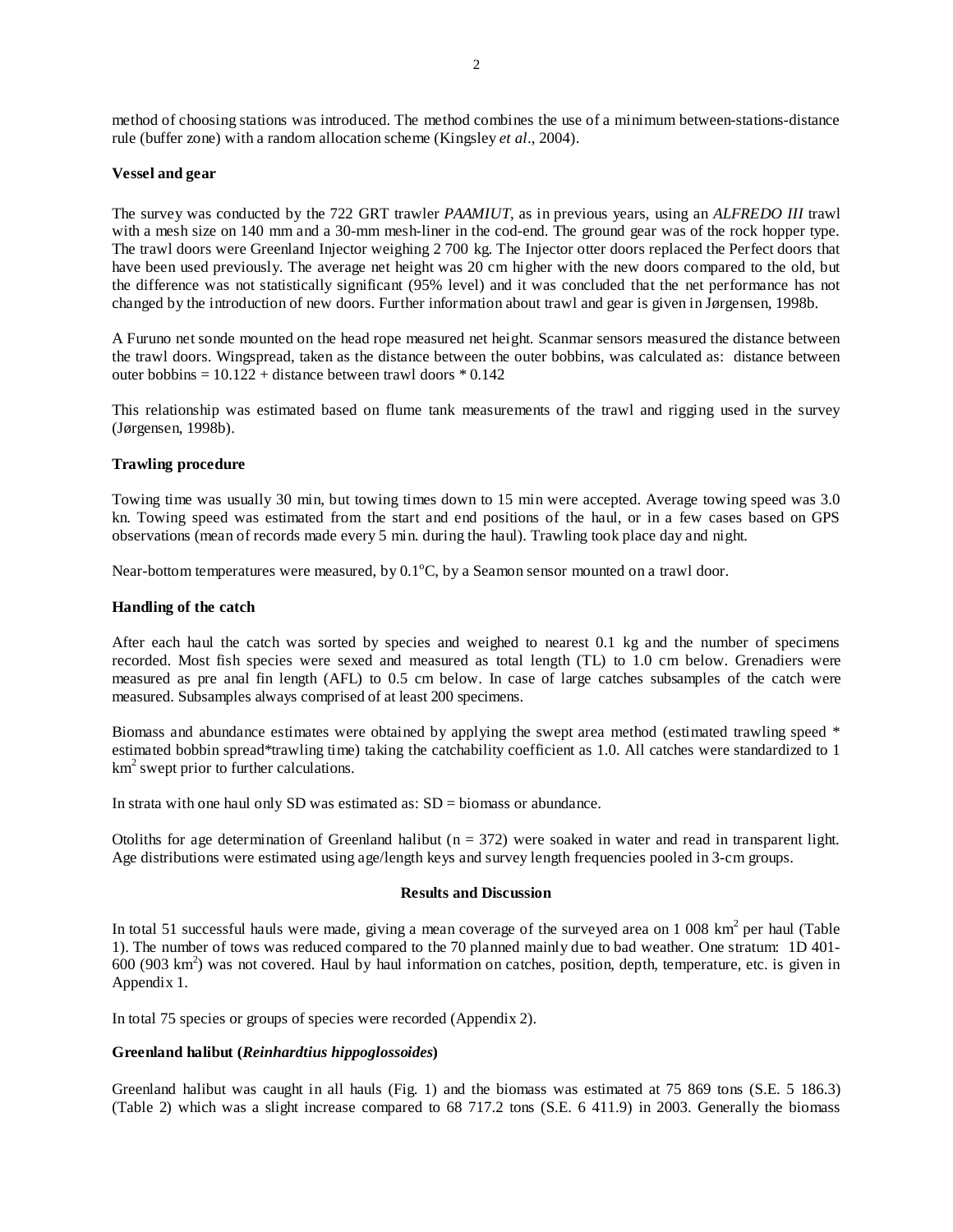method of choosing stations was introduced. The method combines the use of a minimum between-stations-distance rule (buffer zone) with a random allocation scheme (Kingsley *et al*., 2004).

**Vessel and gear**

The survey was conducted by the 722 GRT trawler *PAAMIUT*, as in previous years, using an *ALFREDO III* trawl with a mesh size on 140 mm and a 30-mm mesh-liner in the cod-end. The ground gear was of the rock hopper type. The trawl doors were Greenland Injector weighing 2 700 kg. The Injector otter doors replaced the Perfect doors that have been used previously. The average net height was 20 cm higher with the new doors compared to the old, but the difference was not statistically significant (95% level) and it was concluded that the net performance has not changed by the introduction of new doors. Further information about trawl and gear is given in Jørgensen, 1998b.

A Furuno net sonde mounted on the head rope measured net height. Scanmar sensors measured the distance between the trawl doors. Wingspread, taken as the distance between the outer bobbins, was calculated as: distance between outer bobbins = 10.122 + distance between trawl doors * 0.142

This relationship was estimated based on flume tank measurements of the trawl and rigging used in the survey (Jørgensen, 1998b).

**Trawling procedure**

Towing time was usually 30 min, but towing times down to 15 min were accepted. Average towing speed was 3.0 kn. Towing speed was estimated from the start and end positions of the haul, or in a few cases based on GPS observations (mean of records made every 5 min. during the haul). Trawling took place day and night.

Near-bottom temperatures were measured, by 0.1$^{o}$C, by a Seamon sensor mounted on a trawl door.

**Handling of the catch**

After each haul the catch was sorted by species and weighed to nearest 0.1 kg and the number of specimens recorded. Most fish species were sexed and measured as total length (TL) to 1.0 cm below. Grenadiers were measured as pre anal fin length (AFL) to 0.5 cm below. In case of large catches subsamples of the catch were measured. Subsamples always comprised of at least 200 specimens.

Biomass and abundance estimates were obtained by applying the swept area method (estimated trawling speed * estimated bobbin spread*trawling time) taking the catchability coefficient as 1.0. All catches were standardized to 1 km$^2$ swept prior to further calculations.

In strata with one haul only SD was estimated as: SD = biomass or abundance.

Otoliths for age determination of Greenland halibut (n = 372) were soaked in water and read in transparent light. Age distributions were estimated using age/length keys and survey length frequencies pooled in 3-cm groups.

## Results and Discussion

In total 51 successful hauls were made, giving a mean coverage of the surveyed area on 1 008 km$^2$ per haul (Table 1). The number of tows was reduced compared to the 70 planned mainly due to bad weather. One stratum: 1D 401-600 (903 km$^2$) was not covered. Haul by haul information on catches, position, depth, temperature, etc. is given in Appendix 1.

In total 75 species or groups of species were recorded (Appendix 2).

**Greenland halibut (*Reinhardtius hippoglossoides*)**

Greenland halibut was caught in all hauls (Fig. 1) and the biomass was estimated at 75 869 tons (S.E. 5 186.3) (Table 2) which was a slight increase compared to 68 717.2 tons (S.E. 6 411.9) in 2003. Generally the biomass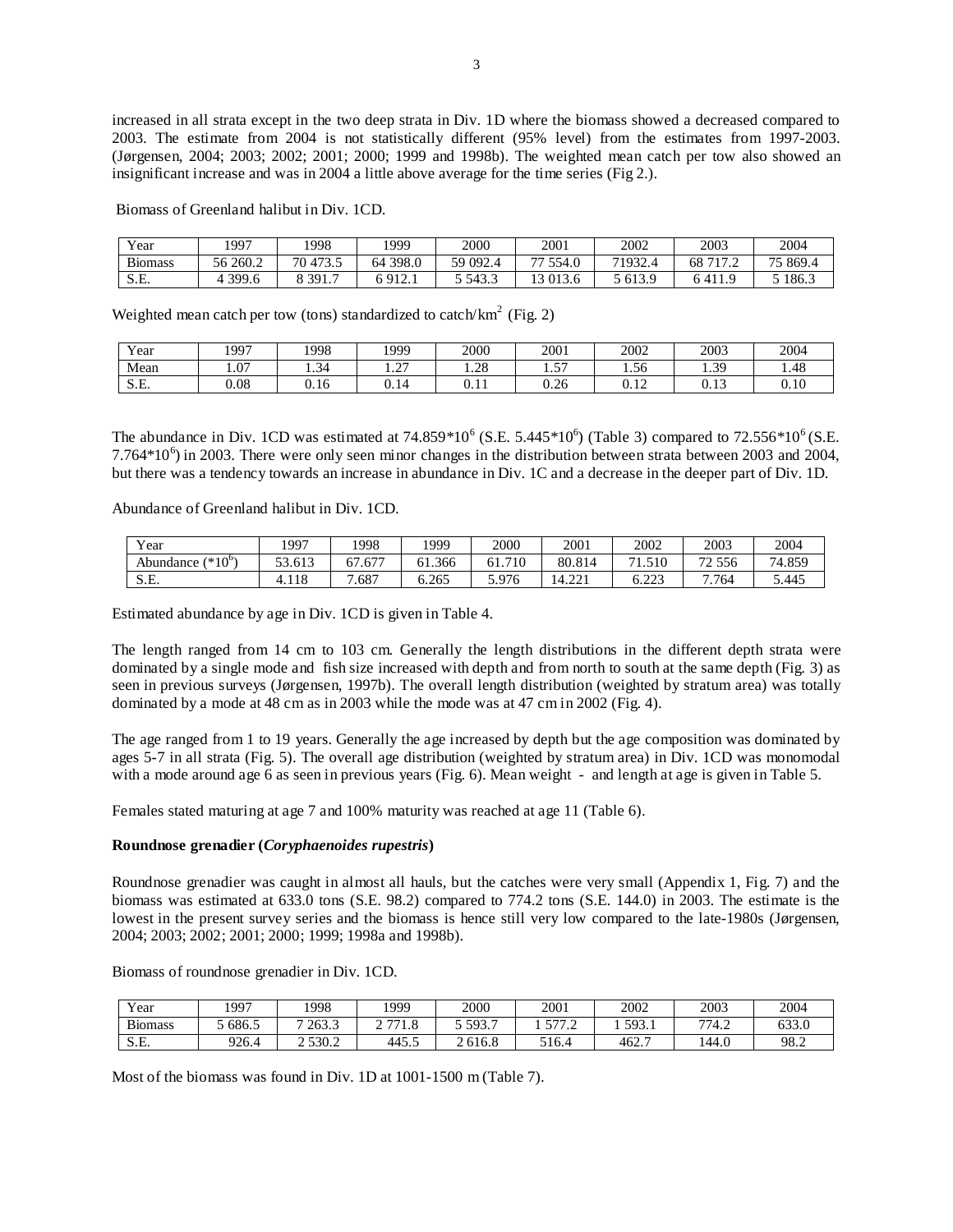increased in all strata except in the two deep strata in Div. 1D where the biomass showed a decreased compared to 2003. The estimate from 2004 is not statistically different (95% level) from the estimates from 1997-2003. (Jørgensen, 2004; 2003; 2002; 2001; 2000; 1999 and 1998b). The weighted mean catch per tow also showed an insignificant increase and was in 2004 a little above average for the time series (Fig 2.).

Biomass of Greenland halibut in Div. 1CD.

| Year | 1997 | 1998 | 1999 | 2000 | 2001 | 2002 | 2003 | 2004 |
|---|---|---|---|---|---|---|---|---|
| Biomass | 56 260.2 | 70 473.5 | 64 398.0 | 59 092.4 | 77 554.0 | 71932.4 | 68 717.2 | 75 869.4 |
| S.E. | 4 399.6 | 8 391.7 | 6 912.1 | 5 543.3 | 13 013.6 | 5 613.9 | 6 411.9 | 5 186.3 |

Weighted mean catch per tow (tons) standardized to catch/$km^2$ (Fig. 2)

| Year | 1997 | 1998 | 1999 | 2000 | 2001 | 2002 | 2003 | 2004 |
|---|---|---|---|---|---|---|---|---|
| Mean | 1.07 | 1.34 | 1.27 | 1.28 | 1.57 | 1.56 | 1.39 | 1.48 |
| S.E. | 0.08 | 0.16 | 0.14 | 0.11 | 0.26 | 0.12 | 0.13 | 0.10 |

The abundance in Div. 1CD was estimated at $74.859*10^6$ (S.E. $5.445*10^6$) (Table 3) compared to $72.556*10^6$ (S.E. $7.764*10^6$) in 2003. There were only seen minor changes in the distribution between strata between 2003 and 2004, but there was a tendency towards an increase in abundance in Div. 1C and a decrease in the deeper part of Div. 1D.

Abundance of Greenland halibut in Div. 1CD.

| Year | 1997 | 1998 | 1999 | 2000 | 2001 | 2002 | 2003 | 2004 |
|---|---|---|---|---|---|---|---|---|
| Abundance ($*10^6$) | 53.613 | 67.677 | 61.366 | 61.710 | 80.814 | 71.510 | 72 556 | 74.859 |
| S.E. | 4.118 | 7.687 | 6.265 | 5.976 | 14.221 | 6.223 | 7.764 | 5.445 |

Estimated abundance by age in Div. 1CD is given in Table 4.

The length ranged from 14 cm to 103 cm. Generally the length distributions in the different depth strata were dominated by a single mode and fish size increased with depth and from north to south at the same depth (Fig. 3) as seen in previous surveys (Jørgensen, 1997b). The overall length distribution (weighted by stratum area) was totally dominated by a mode at 48 cm as in 2003 while the mode was at 47 cm in 2002 (Fig. 4).

The age ranged from 1 to 19 years. Generally the age increased by depth but the age composition was dominated by ages 5-7 in all strata (Fig. 5). The overall age distribution (weighted by stratum area) in Div. 1CD was monomodal with a mode around age 6 as seen in previous years (Fig. 6). Mean weight - and length at age is given in Table 5.

Females stated maturing at age 7 and 100% maturity was reached at age 11 (Table 6).

**Roundnose grenadier (*Coryphaenoides rupestris*)**

Roundnose grenadier was caught in almost all hauls, but the catches were very small (Appendix 1, Fig. 7) and the biomass was estimated at 633.0 tons (S.E. 98.2) compared to 774.2 tons (S.E. 144.0) in 2003. The estimate is the lowest in the present survey series and the biomass is hence still very low compared to the late-1980s (Jørgensen, 2004; 2003; 2002; 2001; 2000; 1999; 1998a and 1998b).

Biomass of roundnose grenadier in Div. 1CD.

| Year | 1997 | 1998 | 1999 | 2000 | 2001 | 2002 | 2003 | 2004 |
|---|---|---|---|---|---|---|---|---|
| Biomass | 5 686.5 | 7 263.3 | 2 771.8 | 5 593.7 | 1 577.2 | 1 593.1 | 774.2 | 633.0 |
| S.E. | 926.4 | 2 530.2 | 445.5 | 2 616.8 | 516.4 | 462.7 | 144.0 | 98.2 |

Most of the biomass was found in Div. 1D at 1001-1500 m (Table 7).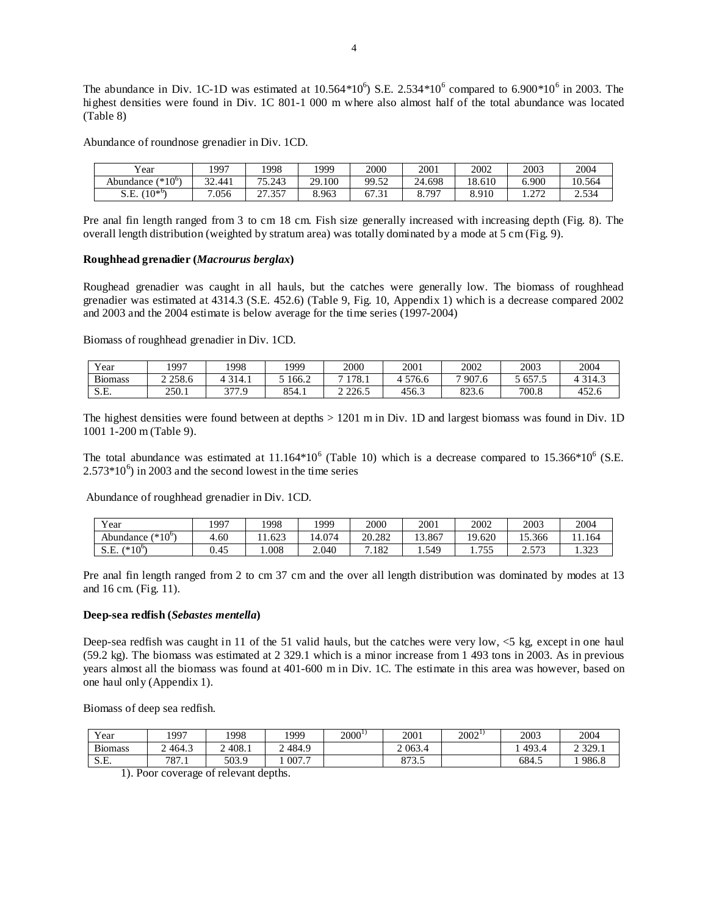The abundance in Div. 1C-1D was estimated at $10.564*10^6$) S.E. $2.534*10^6$ compared to $6.900*10^6$ in 2003. The highest densities were found in Div. 1C 801-1 000 m where also almost half of the total abundance was located (Table 8)

Abundance of roundnose grenadier in Div. 1CD.

| Year | 1997 | 1998 | 1999 | 2000 | 2001 | 2002 | 2003 | 2004 |
|---|---|---|---|---|---|---|---|---|
| Abundance ($*10^6$) | 32.441 | 75.243 | 29.100 | 99.52 | 24.698 | 18.610 | 6.900 | 10.564 |
| S.E. ($10*^6$) | 7.056 | 27.357 | 8.963 | 67.31 | 8.797 | 8.910 | 1.272 | 2.534 |

Pre anal fin length ranged from 3 to cm 18 cm. Fish size generally increased with increasing depth (Fig. 8). The overall length distribution (weighted by stratum area) was totally dominated by a mode at 5 cm (Fig. 9).

**Roughhead grenadier (*Macrourus berglax*)**

Roughead grenadier was caught in all hauls, but the catches were generally low. The biomass of roughhead grenadier was estimated at 4314.3 (S.E. 452.6) (Table 9, Fig. 10, Appendix 1) which is a decrease compared 2002 and 2003 and the 2004 estimate is below average for the time series (1997-2004)

Biomass of roughhead grenadier in Div. 1CD.

| Year | 1997 | 1998 | 1999 | 2000 | 2001 | 2002 | 2003 | 2004 |
|---|---|---|---|---|---|---|---|---|
| Biomass | 2 258.6 | 4 314.1 | 5 166.2 | 7 178.1 | 4 576.6 | 7 907.6 | 5 657.5 | 4 314.3 |
| S.E. | 250.1 | 377.9 | 854.1 | 2 226.5 | 456.3 | 823.6 | 700.8 | 452.6 |

The highest densities were found between at depths > 1201 m in Div. 1D and largest biomass was found in Div. 1D 1001 1-200 m (Table 9).

The total abundance was estimated at $11.164*10^6$ (Table 10) which is a decrease compared to $15.366*10^6$ (S.E. $2.573*10^6$) in 2003 and the second lowest in the time series

Abundance of roughhead grenadier in Div. 1CD.

| Year | 1997 | 1998 | 1999 | 2000 | 2001 | 2002 | 2003 | 2004 |
|---|---|---|---|---|---|---|---|---|
| Abundance ($*10^6$) | 4.60 | 11.623 | 14.074 | 20.282 | 13.867 | 19.620 | 15.366 | 11.164 |
| S.E. ($*10^6$) | 0.45 | 1.008 | 2.040 | 7.182 | 1.549 | 1.755 | 2.573 | 1.323 |

Pre anal fin length ranged from 2 to cm 37 cm and the over all length distribution was dominated by modes at 13 and 16 cm. (Fig. 11).

**Deep-sea redfish (*Sebastes mentella*)**

Deep-sea redfish was caught in 11 of the 51 valid hauls, but the catches were very low, <5 kg, except in one haul (59.2 kg). The biomass was estimated at 2 329.1 which is a minor increase from 1 493 tons in 2003. As in previous years almost all the biomass was found at 401-600 m in Div. 1C. The estimate in this area was however, based on one haul only (Appendix 1).

Biomass of deep sea redfish.

| Year | 1997 | 1998 | 1999 | 2000[1)] | 2001 | 2002[1)] | 2003 | 2004 |
|---|---|---|---|---|---|---|---|---|
| Biomass | 2 464.3 | 2 408.1 | 2 484.9 | | 2 063.4 | | 1 493.4 | 2 329.1 |
| S.E. | 787.1 | 503.9 | 1 007.7 | | 873.5 | | 684.5 | 1 986.8 |

1). Poor coverage of relevant depths.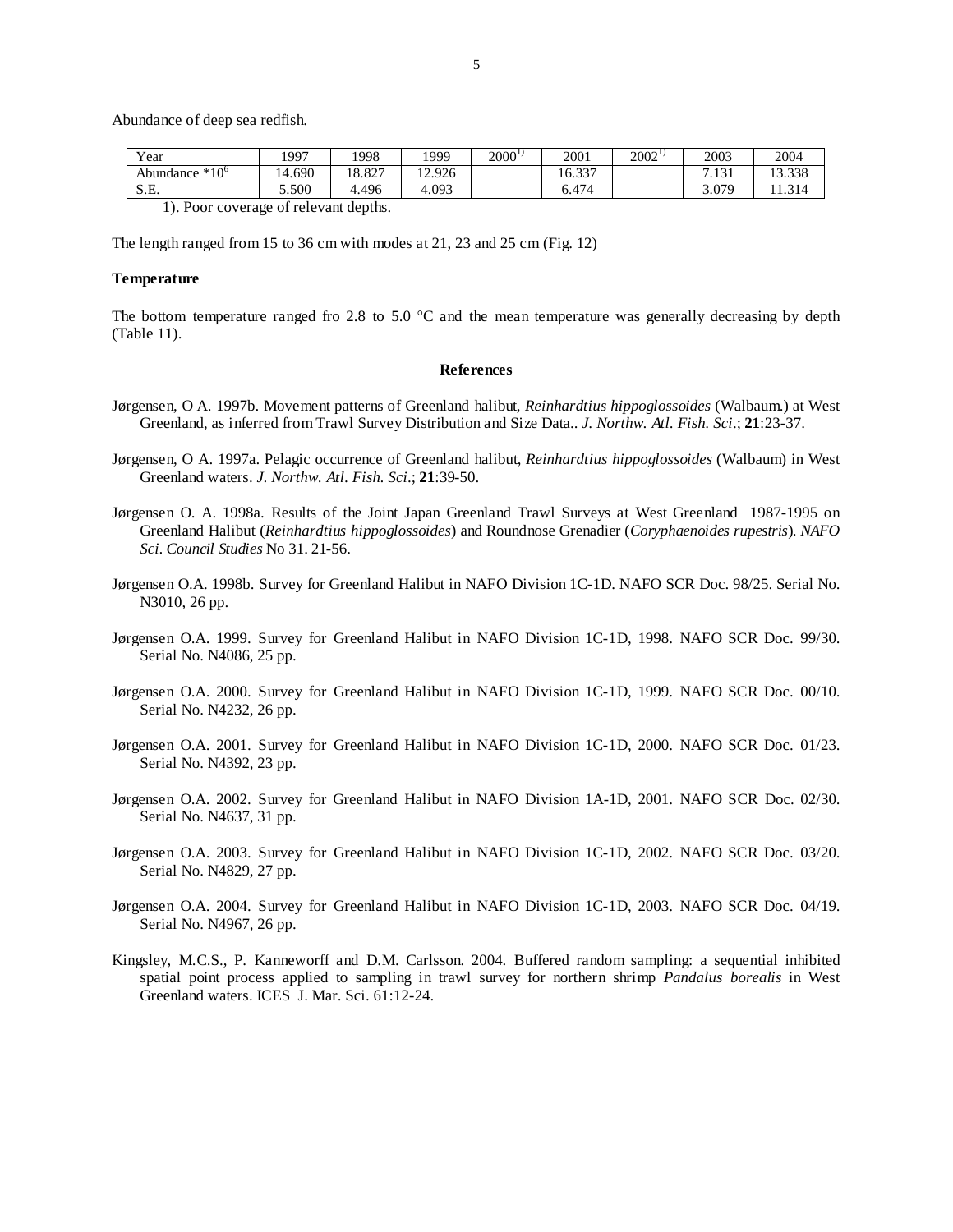Abundance of deep sea redfish.

| Year | 1997 | 1998 | 1999 | 2000[1)] | 2001 | 2002[1)] | 2003 | 2004 |
|---|---|---|---|---|---|---|---|---|
| Abundance $*10^6$ | 14.690 | 18.827 | 12.926 | | 16.337 | | 7.131 | 13.338 |
| S.E. | 5.500 | 4.496 | 4.093 | | 6.474 | | 3.079 | 11.314 |

1). Poor coverage of relevant depths.

The length ranged from 15 to 36 cm with modes at 21, 23 and 25 cm (Fig. 12)

**Temperature**

The bottom temperature ranged fro 2.8 to 5.0 °C and the mean temperature was generally decreasing by depth (Table 11).

## References

Jørgensen, O A. 1997b. Movement patterns of Greenland halibut, *Reinhardtius hippoglossoides* (Walbaum.) at West Greenland, as inferred from Trawl Survey Distribution and Size Data.. *J. Northw. Atl. Fish. Sci*.; **21**:23-37.

Jørgensen, O A. 1997a. Pelagic occurrence of Greenland halibut, *Reinhardtius hippoglossoides* (Walbaum) in West Greenland waters. *J. Northw. Atl. Fish. Sci*.; **21**:39-50.

Jørgensen O. A. 1998a. Results of the Joint Japan Greenland Trawl Surveys at West Greenland 1987-1995 on Greenland Halibut (*Reinhardtius hippoglossoides*) and Roundnose Grenadier (*Coryphaenoides rupestris*). *NAFO Sci. Council Studies* No 31. 21-56.

Jørgensen O.A. 1998b. Survey for Greenland Halibut in NAFO Division 1C-1D. NAFO SCR Doc. 98/25. Serial No. N3010, 26 pp.

Jørgensen O.A. 1999. Survey for Greenland Halibut in NAFO Division 1C-1D, 1998. NAFO SCR Doc. 99/30. Serial No. N4086, 25 pp.

Jørgensen O.A. 2000. Survey for Greenland Halibut in NAFO Division 1C-1D, 1999. NAFO SCR Doc. 00/10. Serial No. N4232, 26 pp.

Jørgensen O.A. 2001. Survey for Greenland Halibut in NAFO Division 1C-1D, 2000. NAFO SCR Doc. 01/23. Serial No. N4392, 23 pp.

Jørgensen O.A. 2002. Survey for Greenland Halibut in NAFO Division 1A-1D, 2001. NAFO SCR Doc. 02/30. Serial No. N4637, 31 pp.

Jørgensen O.A. 2003. Survey for Greenland Halibut in NAFO Division 1C-1D, 2002. NAFO SCR Doc. 03/20. Serial No. N4829, 27 pp.

Jørgensen O.A. 2004. Survey for Greenland Halibut in NAFO Division 1C-1D, 2003. NAFO SCR Doc. 04/19. Serial No. N4967, 26 pp.

Kingsley, M.C.S., P. Kanneworff and D.M. Carlsson. 2004. Buffered random sampling: a sequential inhibited spatial point process applied to sampling in trawl survey for northern shrimp *Pandalus borealis* in West Greenland waters. ICES J. Mar. Sci. 61:12-24.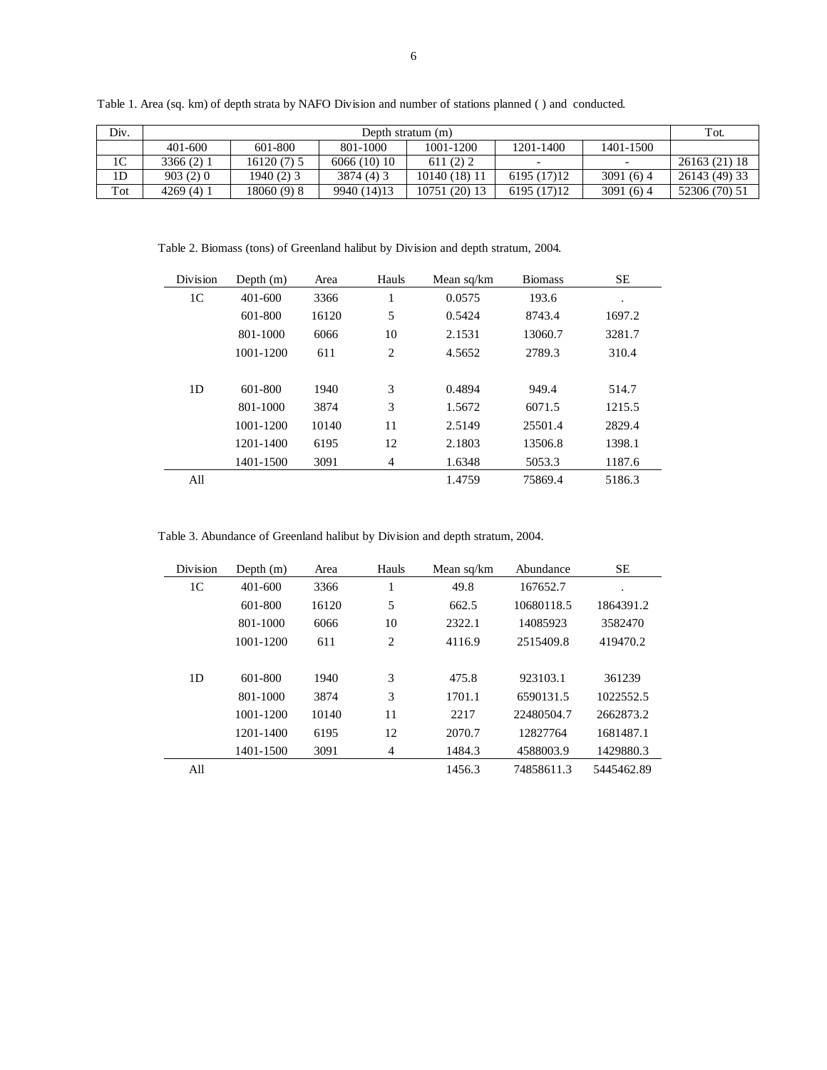Table 1. Area (sq. km) of depth strata by NAFO Division and number of stations planned ( ) and conducted.

| Div. | Depth stratum (m) | | | | | | Tot. |
|---|---|---|---|---|---|---|---|
| | 401-600 | 601-800 | 801-1000 | 1001-1200 | 1201-1400 | 1401-1500 | |
| 1C | 3366 (2) 1 | 16120 (7) 5 | 6066 (10) 10 | 611 (2) 2 | - | - | 26163 (21) 18 |
| 1D | 903 (2) 0 | 1940 (2) 3 | 3874 (4) 3 | 10140 (18) 11 | 6195 (17)12 | 3091 (6) 4 | 26143 (49) 33 |
| Tot | 4269 (4) 1 | 18060 (9) 8 | 9940 (14)13 | 10751 (20) 13 | 6195 (17)12 | 3091 (6) 4 | 52306 (70) 51 |

Table 2. Biomass (tons) of Greenland halibut by Division and depth stratum, 2004.

| Division | Depth (m) | Area | Hauls | Mean sq/km | Biomass | SE |
|---|---|---|---|---|---|---|
| 1C | 401-600 | 3366 | 1 | 0.0575 | 193.6 | . |
| | 601-800 | 16120 | 5 | 0.5424 | 8743.4 | 1697.2 |
| | 801-1000 | 6066 | 10 | 2.1531 | 13060.7 | 3281.7 |
| | 1001-1200 | 611 | 2 | 4.5652 | 2789.3 | 310.4 |
| 1D | 601-800 | 1940 | 3 | 0.4894 | 949.4 | 514.7 |
| | 801-1000 | 3874 | 3 | 1.5672 | 6071.5 | 1215.5 |
| | 1001-1200 | 10140 | 11 | 2.5149 | 25501.4 | 2829.4 |
| | 1201-1400 | 6195 | 12 | 2.1803 | 13506.8 | 1398.1 |
| | 1401-1500 | 3091 | 4 | 1.6348 | 5053.3 | 1187.6 |
| All | | | | 1.4759 | 75869.4 | 5186.3 |

Table 3. Abundance of Greenland halibut by Division and depth stratum, 2004.

| Division | Depth (m) | Area | Hauls | Mean sq/km | Abundance | SE |
|---|---|---|---|---|---|---|
| 1C | 401-600 | 3366 | 1 | 49.8 | 167652.7 | . |
| | 601-800 | 16120 | 5 | 662.5 | 10680118.5 | 1864391.2 |
| | 801-1000 | 6066 | 10 | 2322.1 | 14085923 | 3582470 |
| | 1001-1200 | 611 | 2 | 4116.9 | 2515409.8 | 419470.2 |
| 1D | 601-800 | 1940 | 3 | 475.8 | 923103.1 | 361239 |
| | 801-1000 | 3874 | 3 | 1701.1 | 6590131.5 | 1022552.5 |
| | 1001-1200 | 10140 | 11 | 2217 | 22480504.7 | 2662873.2 |
| | 1201-1400 | 6195 | 12 | 2070.7 | 12827764 | 1681487.1 |
| | 1401-1500 | 3091 | 4 | 1484.3 | 4588003.9 | 1429880.3 |
| All | | | | 1456.3 | 74858611.3 | 5445462.89 |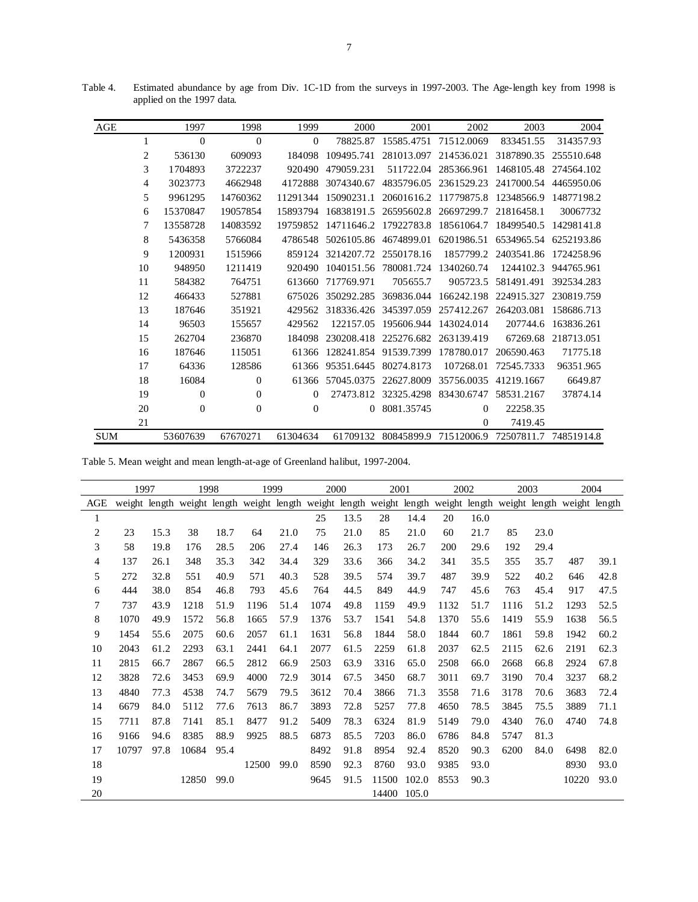Table 4. Estimated abundance by age from Div. 1C-1D from the surveys in 1997-2003. The Age-length key from 1998 is applied on the 1997 data.

| AGE | 1997 | 1998 | 1999 | 2000 | 2001 | 2002 | 2003 | 2004 |
|---|---|---|---|---|---|---|---|---|
| 1 | 0 | 0 | 0 | 78825.87 | 15585.4751 | 71512.0069 | 833451.55 | 314357.93 |
| 2 | 536130 | 609093 | 184098 | 109495.741 | 281013.097 | 214536.021 | 3187890.35 | 255510.648 |
| 3 | 1704893 | 3722237 | 920490 | 479059.231 | 511722.04 | 285366.961 | 1468105.48 | 274564.102 |
| 4 | 3023773 | 4662948 | 4172888 | 3074340.67 | 4835796.05 | 2361529.23 | 2417000.54 | 4465950.06 |
| 5 | 9961295 | 14760362 | 11291344 | 15090231.1 | 20601616.2 | 11779875.8 | 12348566.9 | 14877198.2 |
| 6 | 15370847 | 19057854 | 15893794 | 16838191.5 | 26595602.8 | 26697299.7 | 21816458.1 | 30067732 |
| 7 | 13558728 | 14083592 | 19759852 | 14711646.2 | 17922783.8 | 18561064.7 | 18499540.5 | 14298141.8 |
| 8 | 5436358 | 5766084 | 4786548 | 5026105.86 | 4674899.01 | 6201986.51 | 6534965.54 | 6252193.86 |
| 9 | 1200931 | 1515966 | 859124 | 3214207.72 | 2550178.16 | 1857799.2 | 2403541.86 | 1724258.96 |
| 10 | 948950 | 1211419 | 920490 | 1040151.56 | 780081.724 | 1340260.74 | 1244102.3 | 944765.961 |
| 11 | 584382 | 764751 | 613660 | 717769.971 | 705655.7 | 905723.5 | 581491.491 | 392534.283 |
| 12 | 466433 | 527881 | 675026 | 350292.285 | 369836.044 | 166242.198 | 224915.327 | 230819.759 |
| 13 | 187646 | 351921 | 429562 | 318336.426 | 345397.059 | 257412.267 | 264203.081 | 158686.713 |
| 14 | 96503 | 155657 | 429562 | 122157.05 | 195606.944 | 143024.014 | 207744.6 | 163836.261 |
| 15 | 262704 | 236870 | 184098 | 230208.418 | 225276.682 | 263139.419 | 67269.68 | 218713.051 |
| 16 | 187646 | 115051 | 61366 | 128241.854 | 91539.7399 | 178780.017 | 206590.463 | 71775.18 |
| 17 | 64336 | 128586 | 61366 | 95351.6445 | 80274.8173 | 107268.01 | 72545.7333 | 96351.965 |
| 18 | 16084 | 0 | 61366 | 57045.0375 | 22627.8009 | 35756.0035 | 41219.1667 | 6649.87 |
| 19 | 0 | 0 | 0 | 27473.812 | 32325.4298 | 83430.6747 | 58531.2167 | 37874.14 |
| 20 | 0 | 0 | 0 | 0 | 8081.35745 | 0 | 22258.35 | |
| 21 | | | | | | 0 | 7419.45 | |
| SUM | 53607639 | 67670271 | 61304634 | 61709132 | 80845899.9 | 71512006.9 | 72507811.7 | 74851914.8 |

Table 5. Mean weight and mean length-at-age of Greenland halibut, 1997-2004.

| | 1997 | | 1998 | | 1999 | | 2000 | | 2001 | | 2002 | | 2003 | | 2004 | |
|---|---|---|---|---|---|---|---|---|---|---|---|---|---|---|---|---|
| AGE | weight | length | weight | length | weight | length | weight | length | weight | length | weight | length | weight | length | weight | length |
| 1 | | | | | | | 25 | 13.5 | 28 | 14.4 | 20 | 16.0 | | | | |
| 2 | 23 | 15.3 | 38 | 18.7 | 64 | 21.0 | 75 | 21.0 | 85 | 21.0 | 60 | 21.7 | 85 | 23.0 | | |
| 3 | 58 | 19.8 | 176 | 28.5 | 206 | 27.4 | 146 | 26.3 | 173 | 26.7 | 200 | 29.6 | 192 | 29.4 | | |
| 4 | 137 | 26.1 | 348 | 35.3 | 342 | 34.4 | 329 | 33.6 | 366 | 34.2 | 341 | 35.5 | 355 | 35.7 | 487 | 39.1 |
| 5 | 272 | 32.8 | 551 | 40.9 | 571 | 40.3 | 528 | 39.5 | 574 | 39.7 | 487 | 39.9 | 522 | 40.2 | 646 | 42.8 |
| 6 | 444 | 38.0 | 854 | 46.8 | 793 | 45.6 | 764 | 44.5 | 849 | 44.9 | 747 | 45.6 | 763 | 45.4 | 917 | 47.5 |
| 7 | 737 | 43.9 | 1218 | 51.9 | 1196 | 51.4 | 1074 | 49.8 | 1159 | 49.9 | 1132 | 51.7 | 1116 | 51.2 | 1293 | 52.5 |
| 8 | 1070 | 49.9 | 1572 | 56.8 | 1665 | 57.9 | 1376 | 53.7 | 1541 | 54.8 | 1370 | 55.6 | 1419 | 55.9 | 1638 | 56.5 |
| 9 | 1454 | 55.6 | 2075 | 60.6 | 2057 | 61.1 | 1631 | 56.8 | 1844 | 58.0 | 1844 | 60.7 | 1861 | 59.8 | 1942 | 60.2 |
| 10 | 2043 | 61.2 | 2293 | 63.1 | 2441 | 64.1 | 2077 | 61.5 | 2259 | 61.8 | 2037 | 62.5 | 2115 | 62.6 | 2191 | 62.3 |
| 11 | 2815 | 66.7 | 2867 | 66.5 | 2812 | 66.9 | 2503 | 63.9 | 3316 | 65.0 | 2508 | 66.0 | 2668 | 66.8 | 2924 | 67.8 |
| 12 | 3828 | 72.6 | 3453 | 69.9 | 4000 | 72.9 | 3014 | 67.5 | 3450 | 68.7 | 3011 | 69.7 | 3190 | 70.4 | 3237 | 68.2 |
| 13 | 4840 | 77.3 | 4538 | 74.7 | 5679 | 79.5 | 3612 | 70.4 | 3866 | 71.3 | 3558 | 71.6 | 3178 | 70.6 | 3683 | 72.4 |
| 14 | 6679 | 84.0 | 5112 | 77.6 | 7613 | 86.7 | 3893 | 72.8 | 5257 | 77.8 | 4650 | 78.5 | 3845 | 75.5 | 3889 | 71.1 |
| 15 | 7711 | 87.8 | 7141 | 85.1 | 8477 | 91.2 | 5409 | 78.3 | 6324 | 81.9 | 5149 | 79.0 | 4340 | 76.0 | 4740 | 74.8 |
| 16 | 9166 | 94.6 | 8385 | 88.9 | 9925 | 88.5 | 6873 | 85.5 | 7203 | 86.0 | 6786 | 84.8 | 5747 | 81.3 | | |
| 17 | 10797 | 97.8 | 10684 | 95.4 | | | 8492 | 91.8 | 8954 | 92.4 | 8520 | 90.3 | 6200 | 84.0 | 6498 | 82.0 |
| 18 | | | | | 12500 | 99.0 | 8590 | 92.3 | 8760 | 93.0 | 9385 | 93.0 | | | 8930 | 93.0 |
| 19 | | | 12850 | 99.0 | | | 9645 | 91.5 | 11500 | 102.0 | 8553 | 90.3 | | | 10220 | 93.0 |
| 20 | | | | | | | | | 14400 | 105.0 | | | | | | |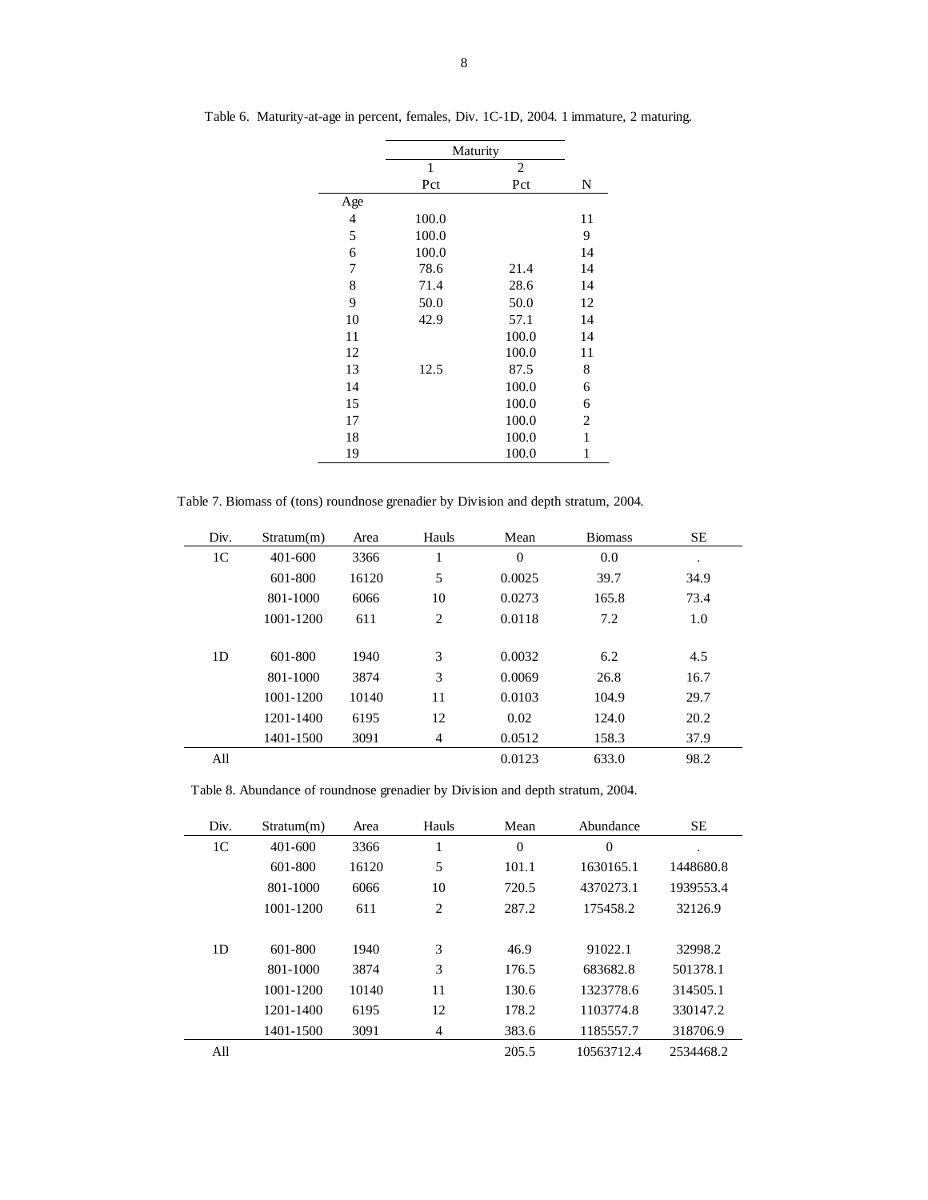Table 6. Maturity-at-age in percent, females, Div. 1C-1D, 2004. 1 immature, 2 maturing.

| | Maturity | | |
|---|---|---|---|
| | 1 | 2 | |
| | Pct | Pct | N |
| Age | | | |
| 4 | 100.0 | | 11 |
| 5 | 100.0 | | 9 |
| 6 | 100.0 | | 14 |
| 7 | 78.6 | 21.4 | 14 |
| 8 | 71.4 | 28.6 | 14 |
| 9 | 50.0 | 50.0 | 12 |
| 10 | 42.9 | 57.1 | 14 |
| 11 | | 100.0 | 14 |
| 12 | | 100.0 | 11 |
| 13 | 12.5 | 87.5 | 8 |
| 14 | | 100.0 | 6 |
| 15 | | 100.0 | 6 |
| 17 | | 100.0 | 2 |
| 18 | | 100.0 | 1 |
| 19 | | 100.0 | 1 |

Table 7. Biomass of (tons) roundnose grenadier by Division and depth stratum, 2004.

| Div. | Stratum(m) | Area | Hauls | Mean | Biomass | SE |
|---|---|---|---|---|---|---|
| 1C | 401-600 | 3366 | 1 | 0 | 0.0 | . |
| | 601-800 | 16120 | 5 | 0.0025 | 39.7 | 34.9 |
| | 801-1000 | 6066 | 10 | 0.0273 | 165.8 | 73.4 |
| | 1001-1200 | 611 | 2 | 0.0118 | 7.2 | 1.0 |
| 1D | 601-800 | 1940 | 3 | 0.0032 | 6.2 | 4.5 |
| | 801-1000 | 3874 | 3 | 0.0069 | 26.8 | 16.7 |
| | 1001-1200 | 10140 | 11 | 0.0103 | 104.9 | 29.7 |
| | 1201-1400 | 6195 | 12 | 0.02 | 124.0 | 20.2 |
| | 1401-1500 | 3091 | 4 | 0.0512 | 158.3 | 37.9 |
| All | | | | 0.0123 | 633.0 | 98.2 |

Table 8. Abundance of roundnose grenadier by Division and depth stratum, 2004.

| Div. | Stratum(m) | Area | Hauls | Mean | Abundance | SE |
|---|---|---|---|---|---|---|
| 1C | 401-600 | 3366 | 1 | 0 | 0 | . |
| | 601-800 | 16120 | 5 | 101.1 | 1630165.1 | 1448680.8 |
| | 801-1000 | 6066 | 10 | 720.5 | 4370273.1 | 1939553.4 |
| | 1001-1200 | 611 | 2 | 287.2 | 175458.2 | 32126.9 |
| 1D | 601-800 | 1940 | 3 | 46.9 | 91022.1 | 32998.2 |
| | 801-1000 | 3874 | 3 | 176.5 | 683682.8 | 501378.1 |
| | 1001-1200 | 10140 | 11 | 130.6 | 1323778.6 | 314505.1 |
| | 1201-1400 | 6195 | 12 | 178.2 | 1103774.8 | 330147.2 |
| | 1401-1500 | 3091 | 4 | 383.6 | 1185557.7 | 318706.9 |
| All | | | | 205.5 | 10563712.4 | 2534468.2 |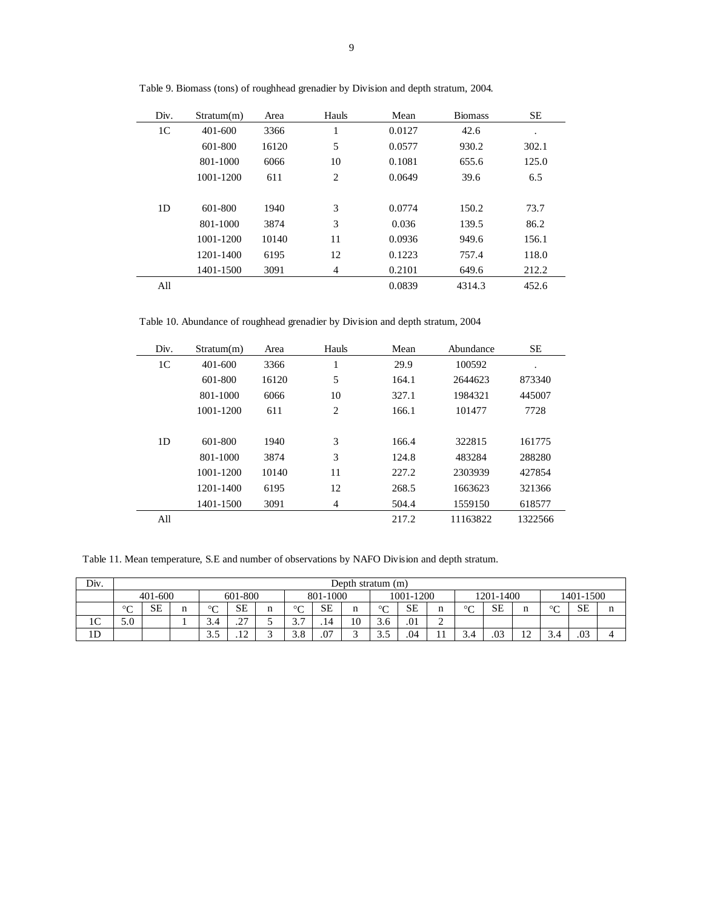Table 9. Biomass (tons) of roughhead grenadier by Division and depth stratum, 2004.

| Div. | Stratum(m) | Area | Hauls | Mean | Biomass | SE |
|---|---|---|---|---|---|---|
| 1C | 401-600 | 3366 | 1 | 0.0127 | 42.6 | . |
| | 601-800 | 16120 | 5 | 0.0577 | 930.2 | 302.1 |
| | 801-1000 | 6066 | 10 | 0.1081 | 655.6 | 125.0 |
| | 1001-1200 | 611 | 2 | 0.0649 | 39.6 | 6.5 |
| | | | | | | |
| 1D | 601-800 | 1940 | 3 | 0.0774 | 150.2 | 73.7 |
| | 801-1000 | 3874 | 3 | 0.036 | 139.5 | 86.2 |
| | 1001-1200 | 10140 | 11 | 0.0936 | 949.6 | 156.1 |
| | 1201-1400 | 6195 | 12 | 0.1223 | 757.4 | 118.0 |
| | 1401-1500 | 3091 | 4 | 0.2101 | 649.6 | 212.2 |
| All | | | | 0.0839 | 4314.3 | 452.6 |

Table 10. Abundance of roughhead grenadier by Division and depth stratum, 2004

| Div. | Stratum(m) | Area | Hauls | Mean | Abundance | SE |
|---|---|---|---|---|---|---|
| 1C | 401-600 | 3366 | 1 | 29.9 | 100592 | . |
| | 601-800 | 16120 | 5 | 164.1 | 2644623 | 873340 |
| | 801-1000 | 6066 | 10 | 327.1 | 1984321 | 445007 |
| | 1001-1200 | 611 | 2 | 166.1 | 101477 | 7728 |
| | | | | | | |
| 1D | 601-800 | 1940 | 3 | 166.4 | 322815 | 161775 |
| | 801-1000 | 3874 | 3 | 124.8 | 483284 | 288280 |
| | 1001-1200 | 10140 | 11 | 227.2 | 2303939 | 427854 |
| | 1201-1400 | 6195 | 12 | 268.5 | 1663623 | 321366 |
| | 1401-1500 | 3091 | 4 | 504.4 | 1559150 | 618577 |
| All | | | | 217.2 | 11163822 | 1322566 |

Table 11. Mean temperature, S.E and number of observations by NAFO Division and depth stratum.

| Div. | Depth stratum (m) | | | | | | | | | | | | | | | | | |
|---|---|---|---|---|---|---|---|---|---|---|---|---|---|---|---|---|---|---|
| | 401-600 | | | 601-800 | | | 801-1000 | | | 1001-1200 | | | 1201-1400 | | | 1401-1500 | | |
| | °C | SE | n | °C | SE | n | °C | SE | n | °C | SE | n | °C | SE | n | °C | SE | n |
| 1C | 5.0 | | 1 | 3.4 | .27 | 5 | 3.7 | .14 | 10 | 3.6 | .01 | 2 | | | | | | |
| 1D | | | | 3.5 | .12 | 3 | 3.8 | .07 | 3 | 3.5 | .04 | 11 | 3.4 | .03 | 12 | 3.4 | .03 | 4 |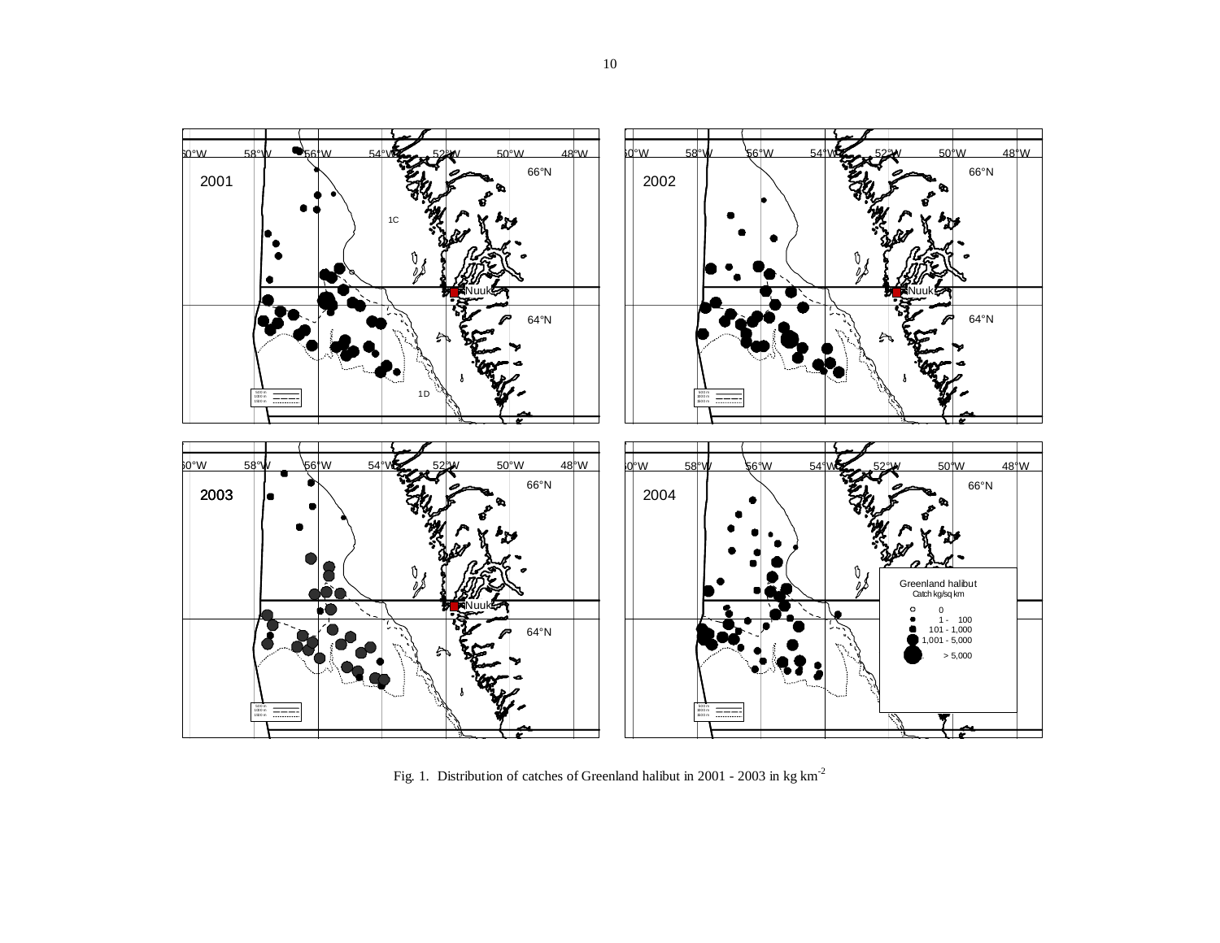Fig. 1. Distribution of catches of Greenland halibut in 2001 - 2003 in kg km$^{-2}$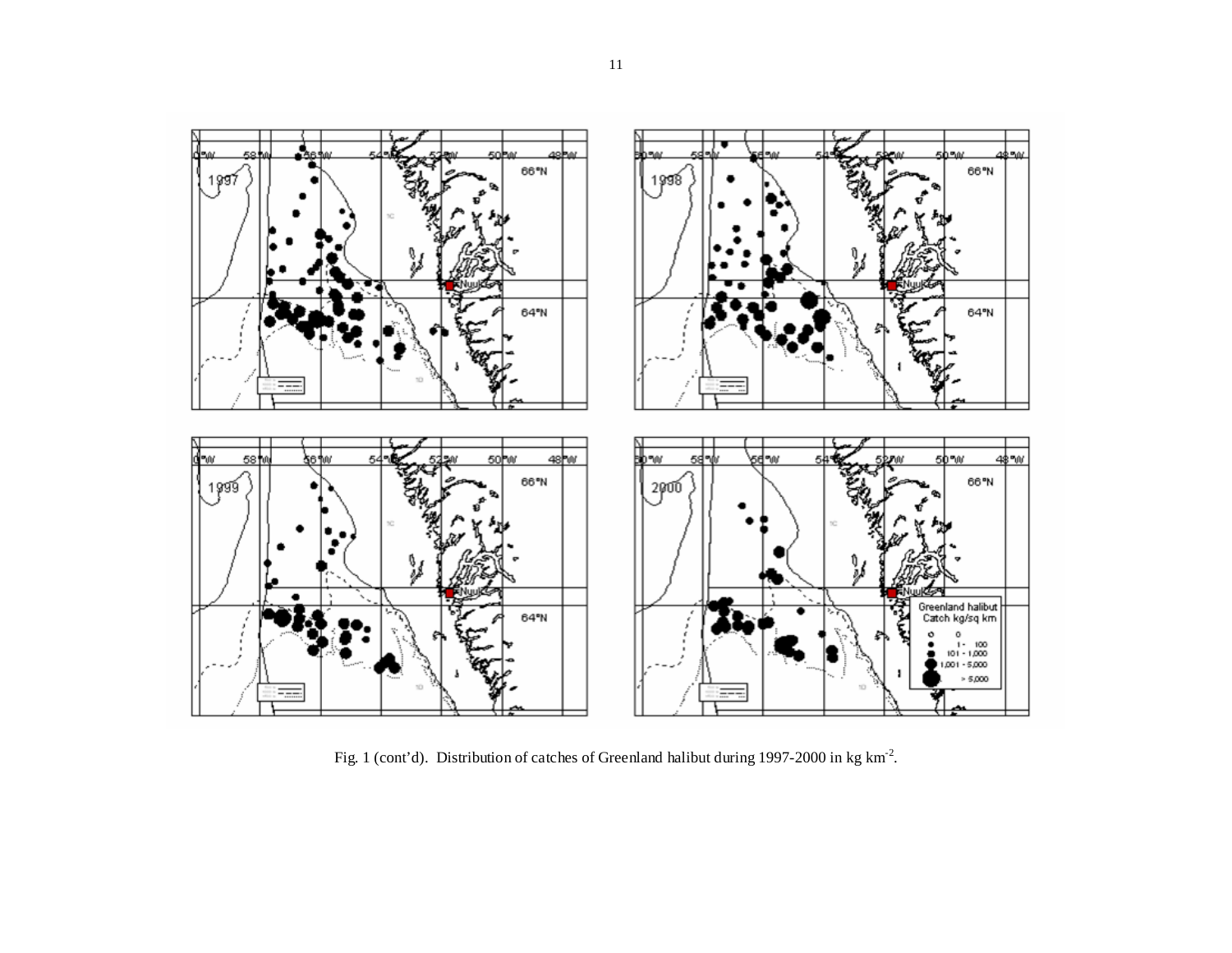Fig. 1 (cont'd). Distribution of catches of Greenland halibut during 1997-2000 in kg km$^{-2}$.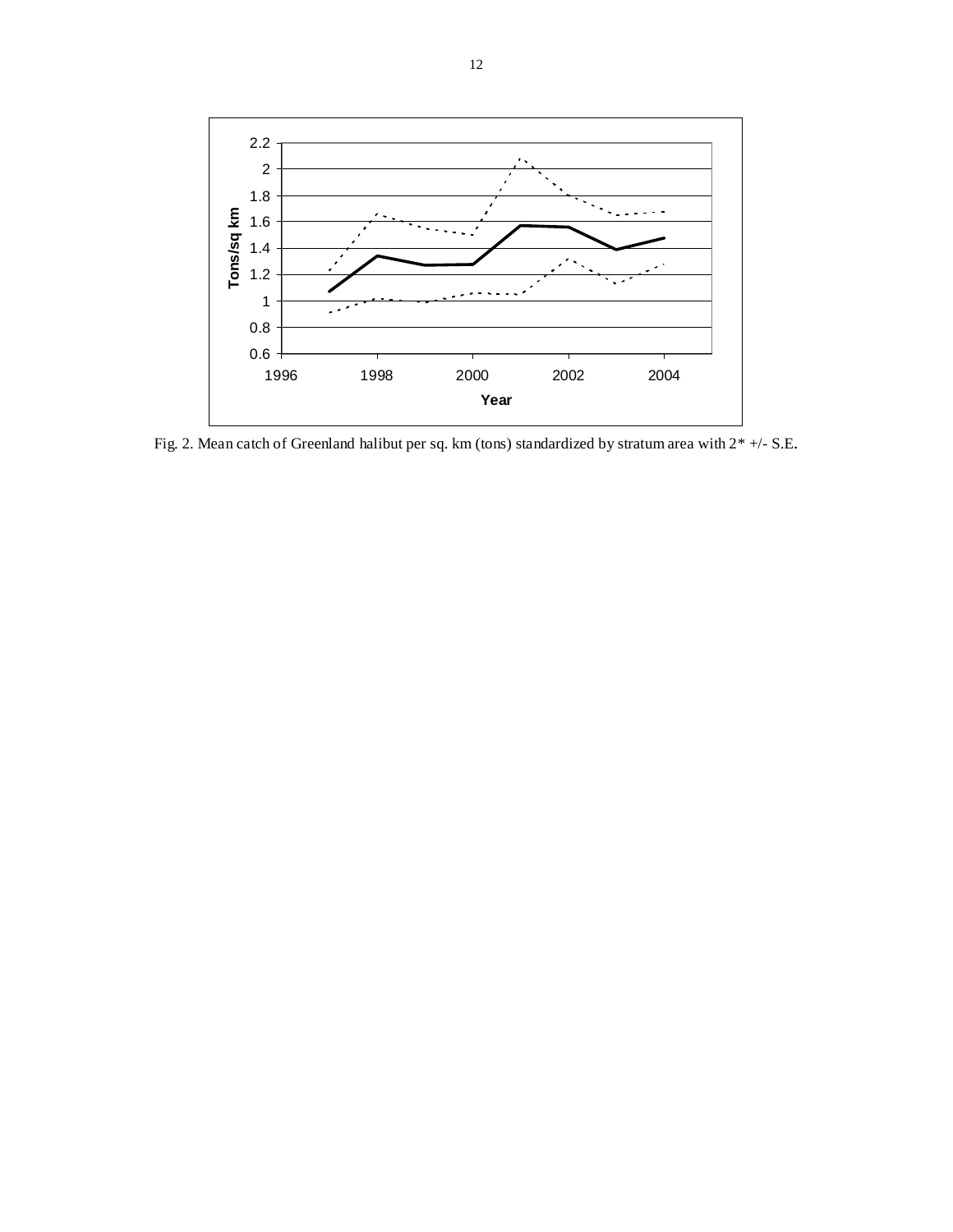Fig. 2. Mean catch of Greenland halibut per sq. km (tons) standardized by stratum area with 2* +/- S.E.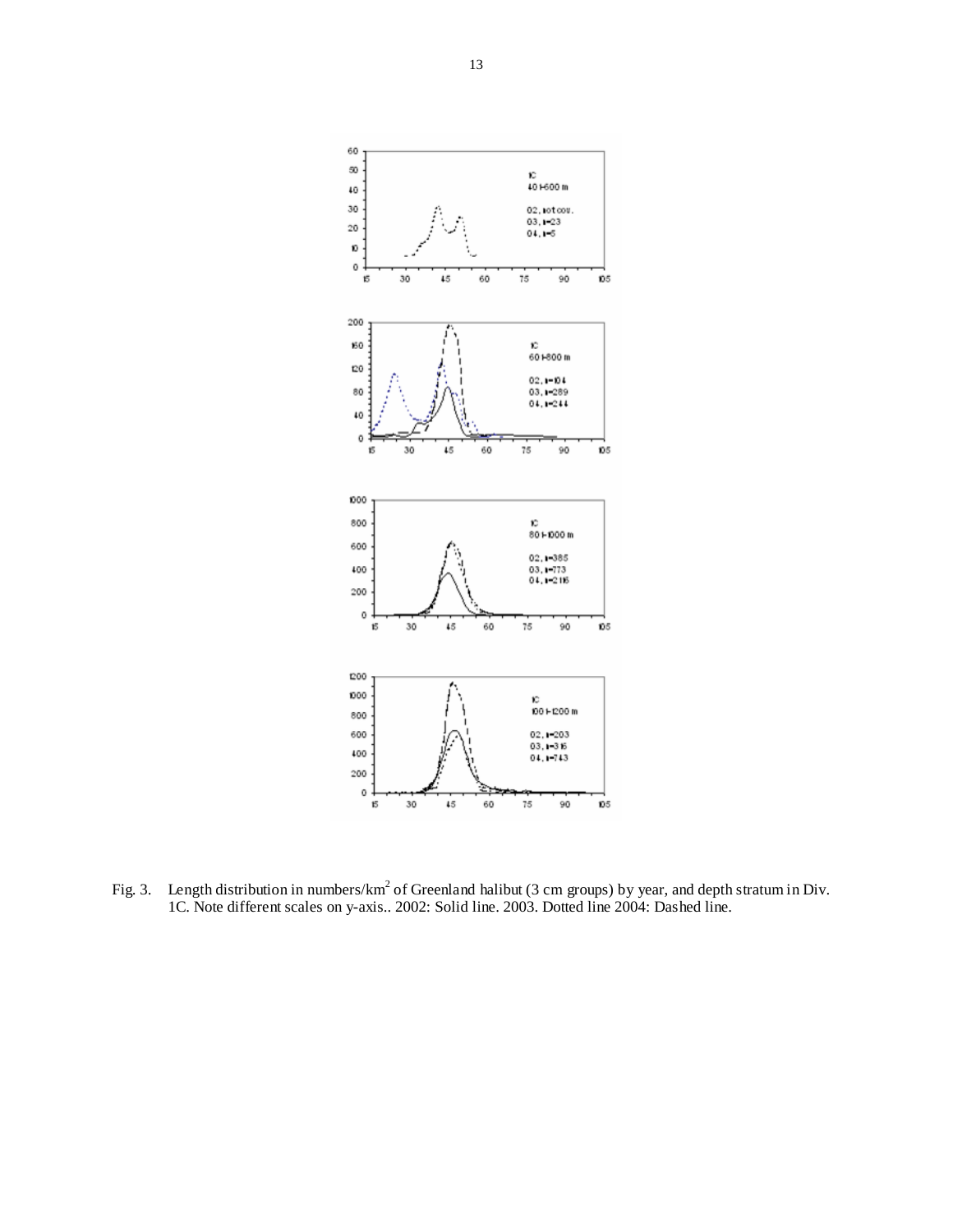Fig. 3. Length distribution in numbers/km$^2$ of Greenland halibut (3 cm groups) by year, and depth stratum in Div. 1C. Note different scales on y-axis.. 2002: Solid line. 2003. Dotted line 2004: Dashed line.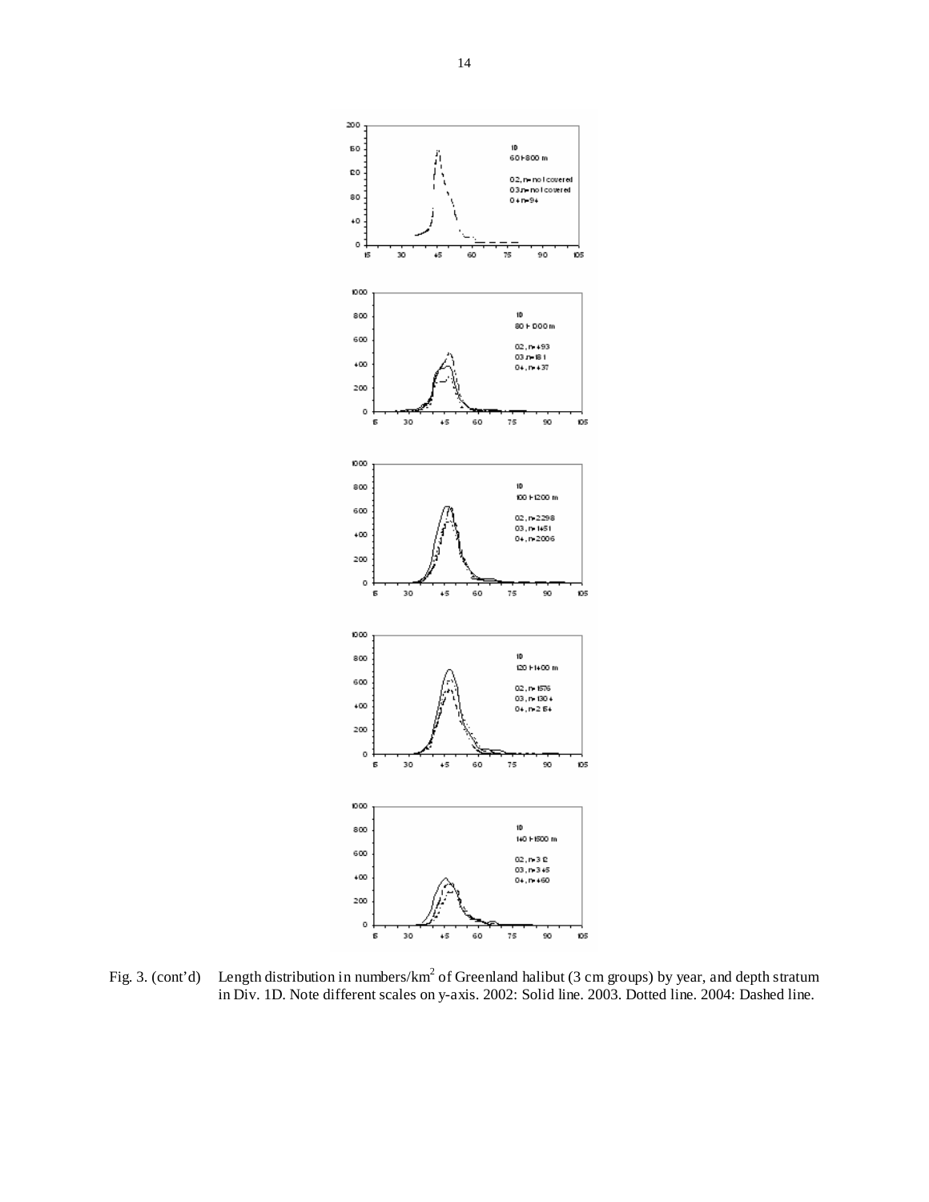Fig. 3. (cont'd) Length distribution in numbers/km$^2$ of Greenland halibut (3 cm groups) by year, and depth stratum in Div. 1D. Note different scales on y-axis. 2002: Solid line. 2003. Dotted line. 2004: Dashed line.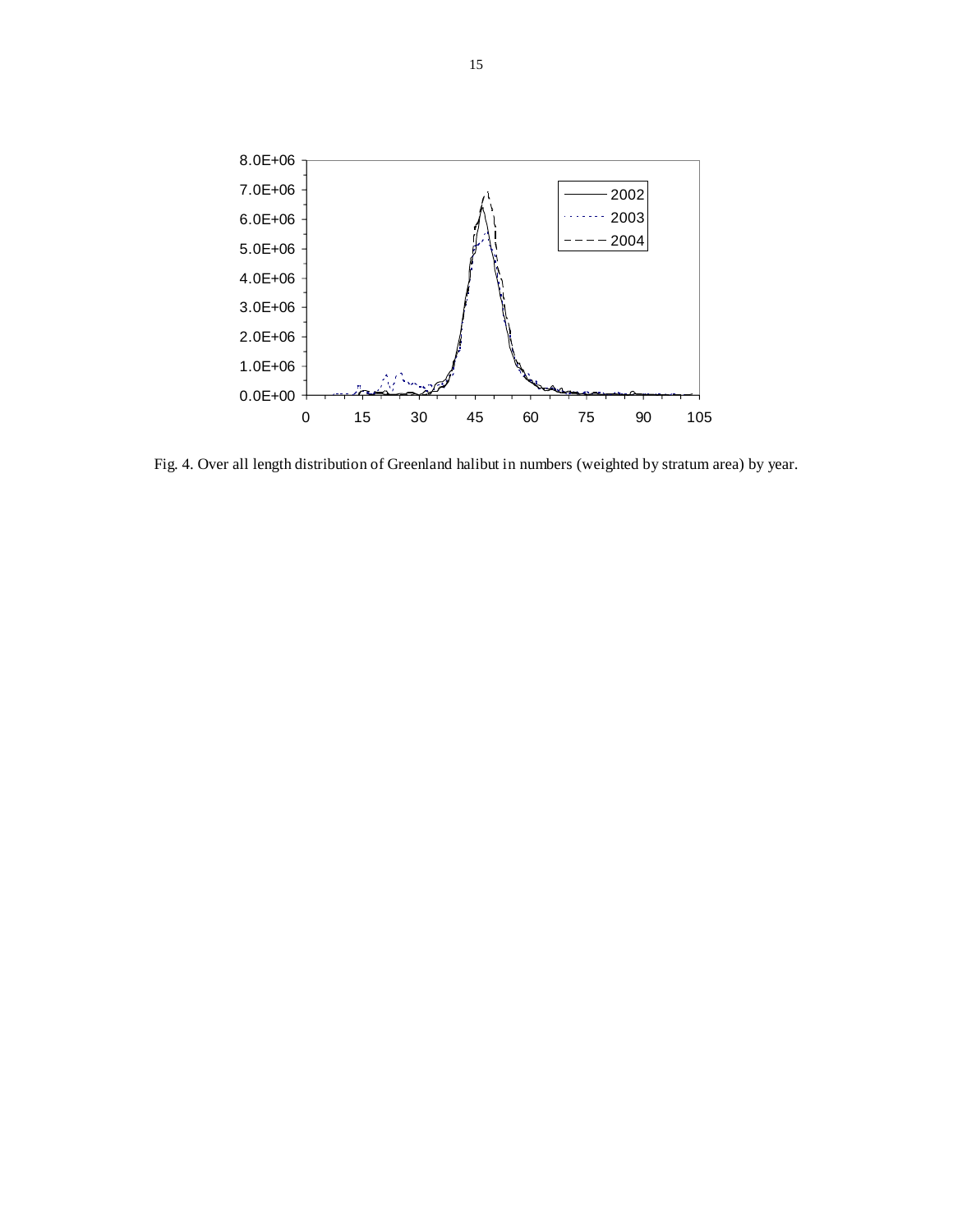Fig. 4. Over all length distribution of Greenland halibut in numbers (weighted by stratum area) by year.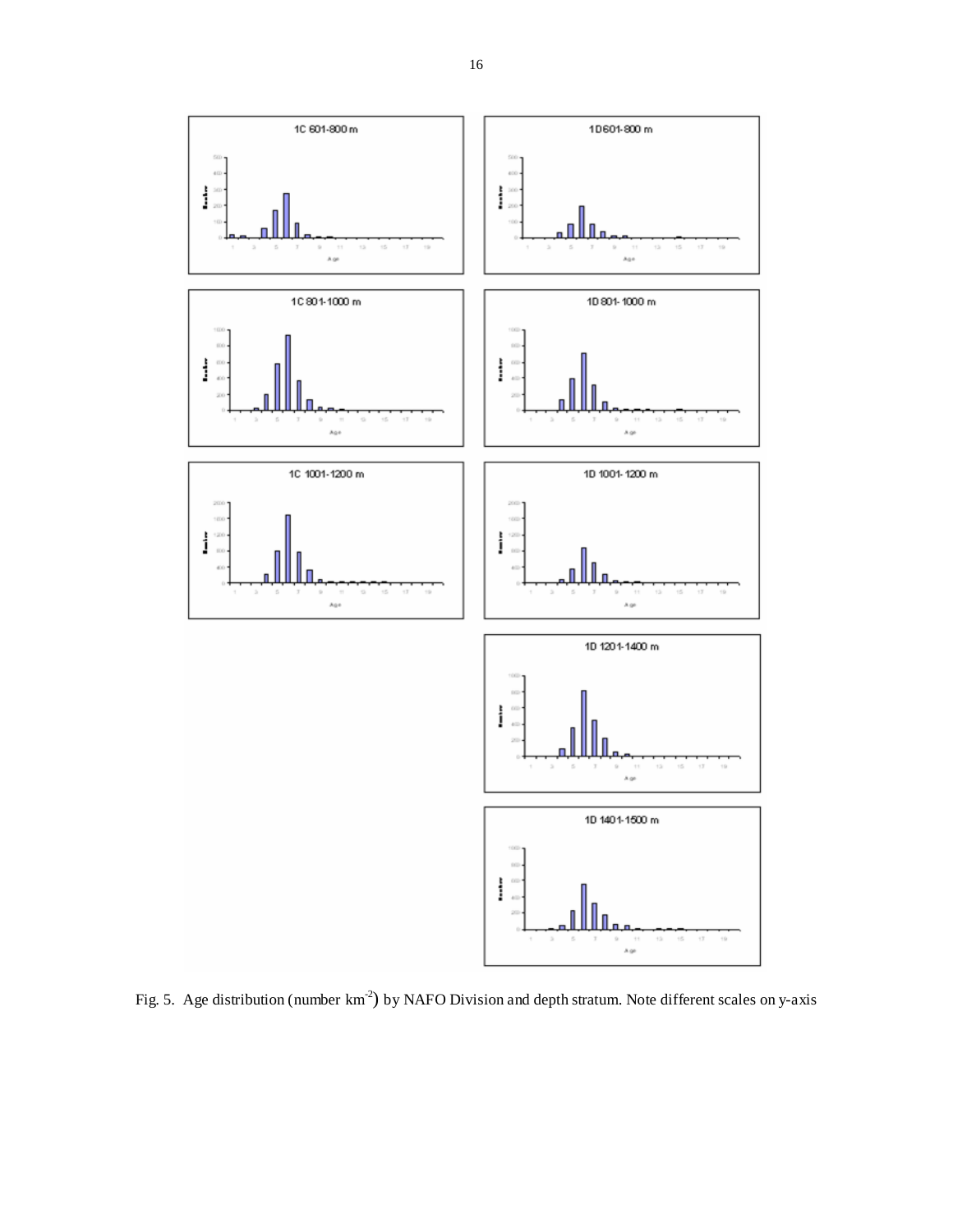Fig. 5. Age distribution (number km$^{-2}$) by NAFO Division and depth stratum. Note different scales on y-axis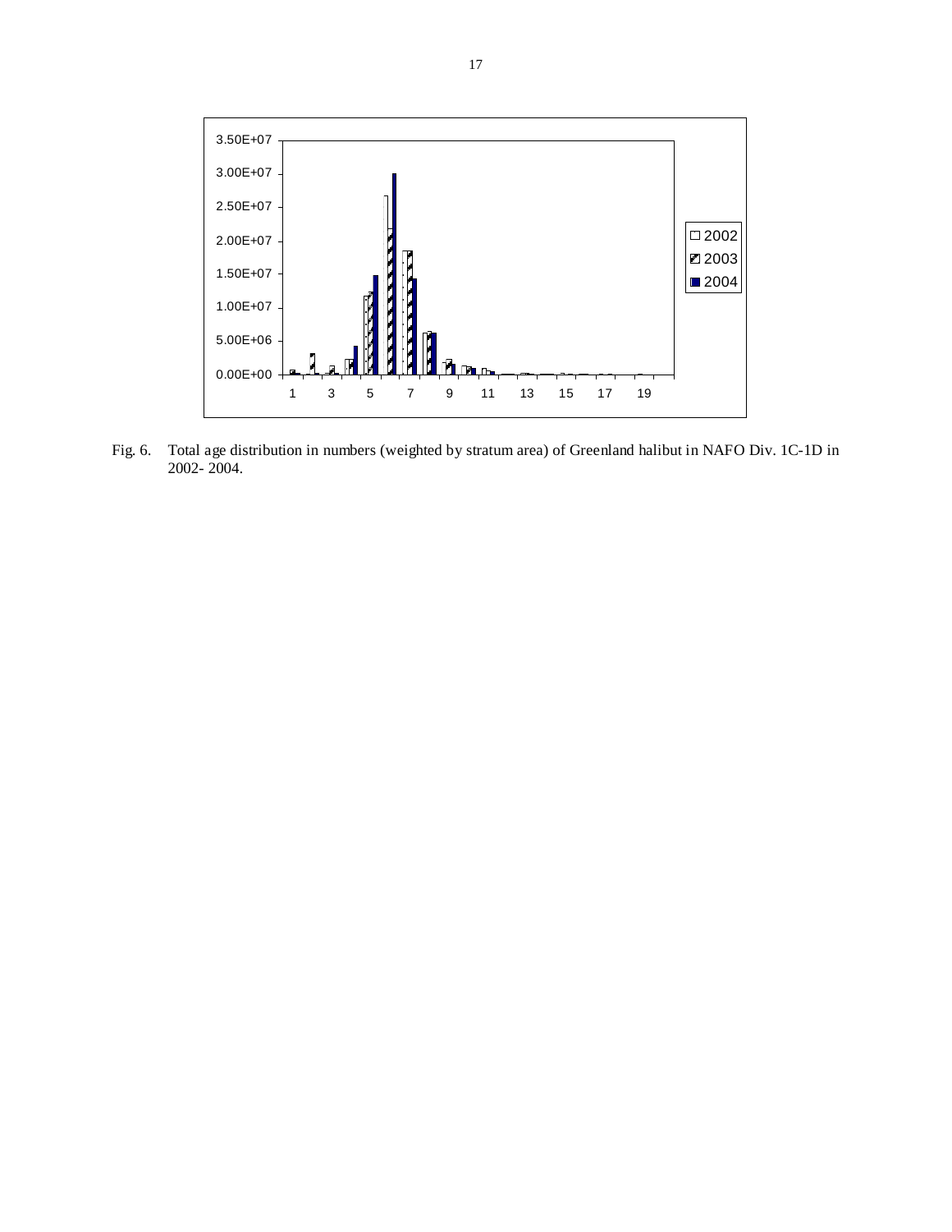Fig. 6. Total age distribution in numbers (weighted by stratum area) of Greenland halibut in NAFO Div. 1C-1D in 2002- 2004.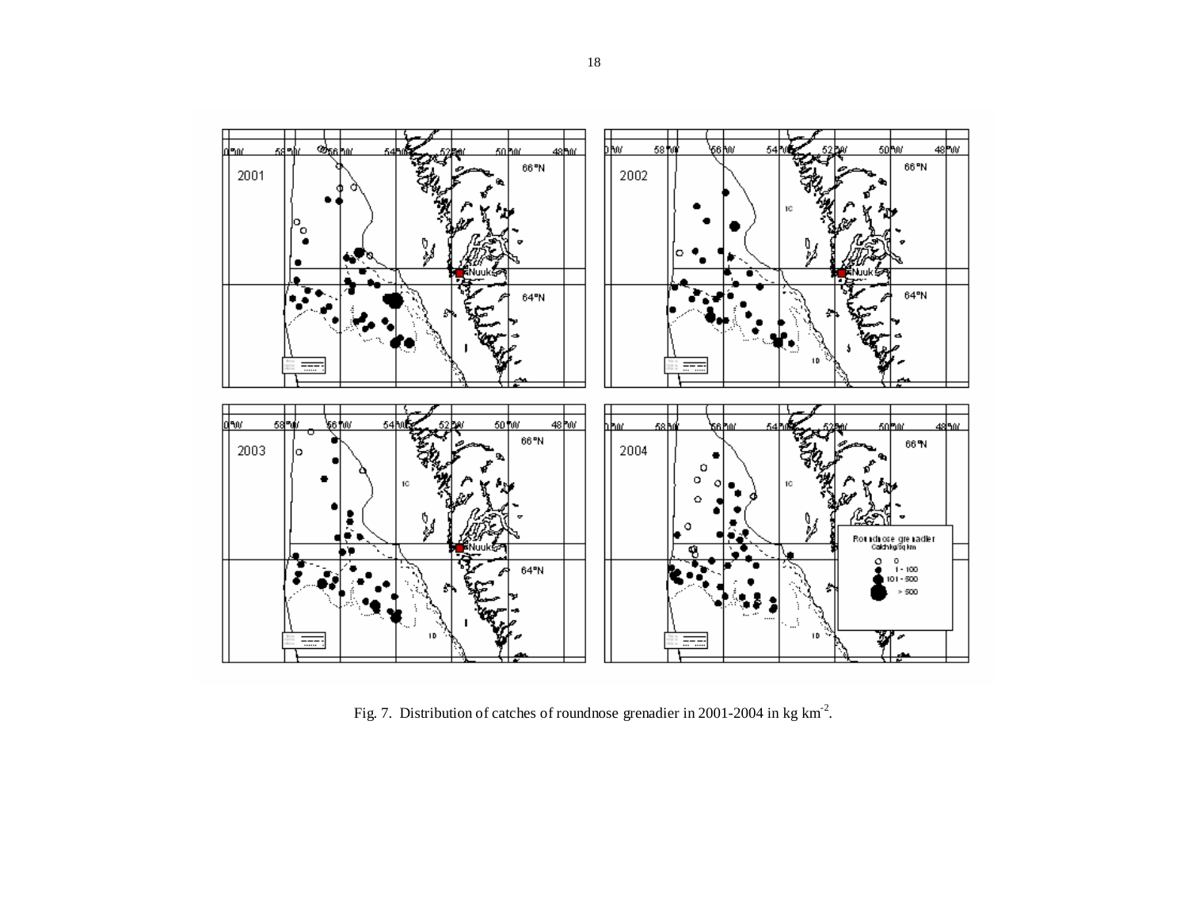Fig. 7. Distribution of catches of roundnose grenadier in 2001-2004 in kg km$^{-2}$.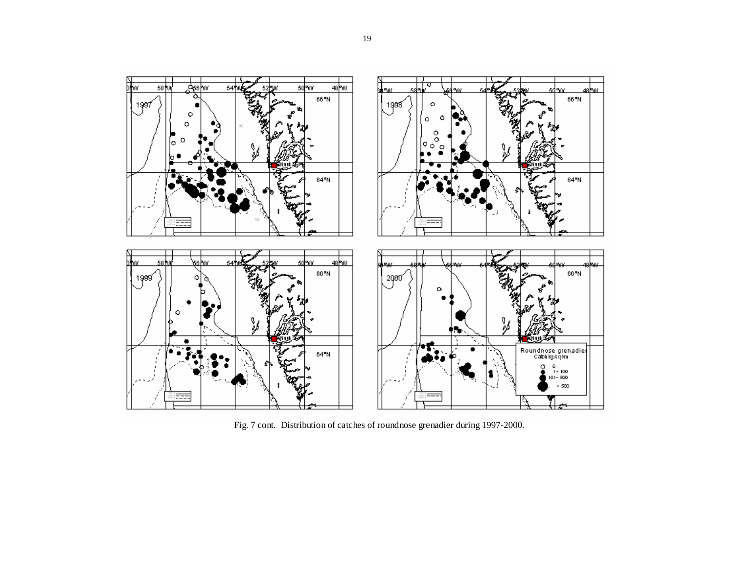Fig. 7 cont. Distribution of catches of roundnose grenadier during 1997-2000.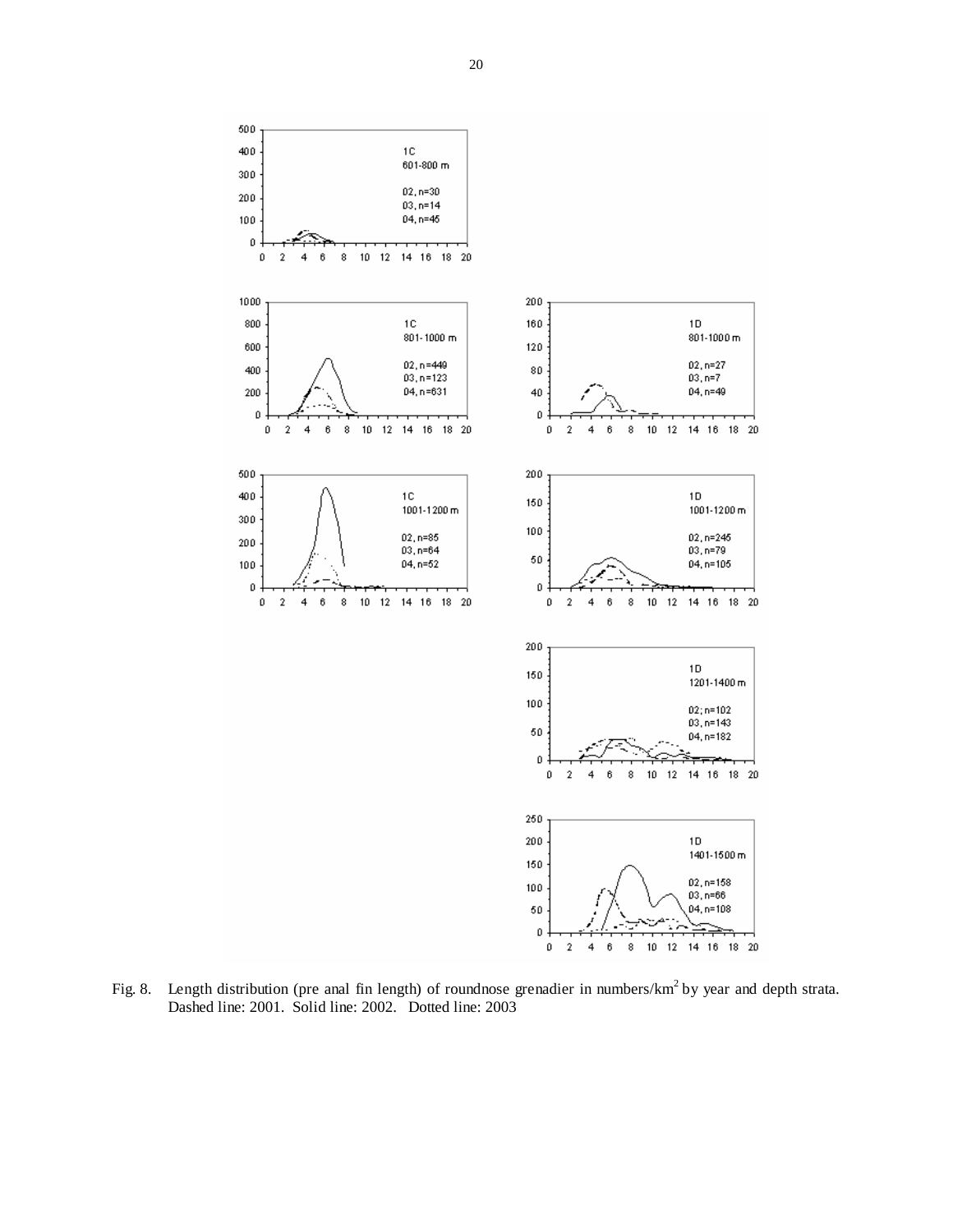Fig. 8. Length distribution (pre anal fin length) of roundnose grenadier in numbers/$km^2$ by year and depth strata. Dashed line: 2001. Solid line: 2002. Dotted line: 2003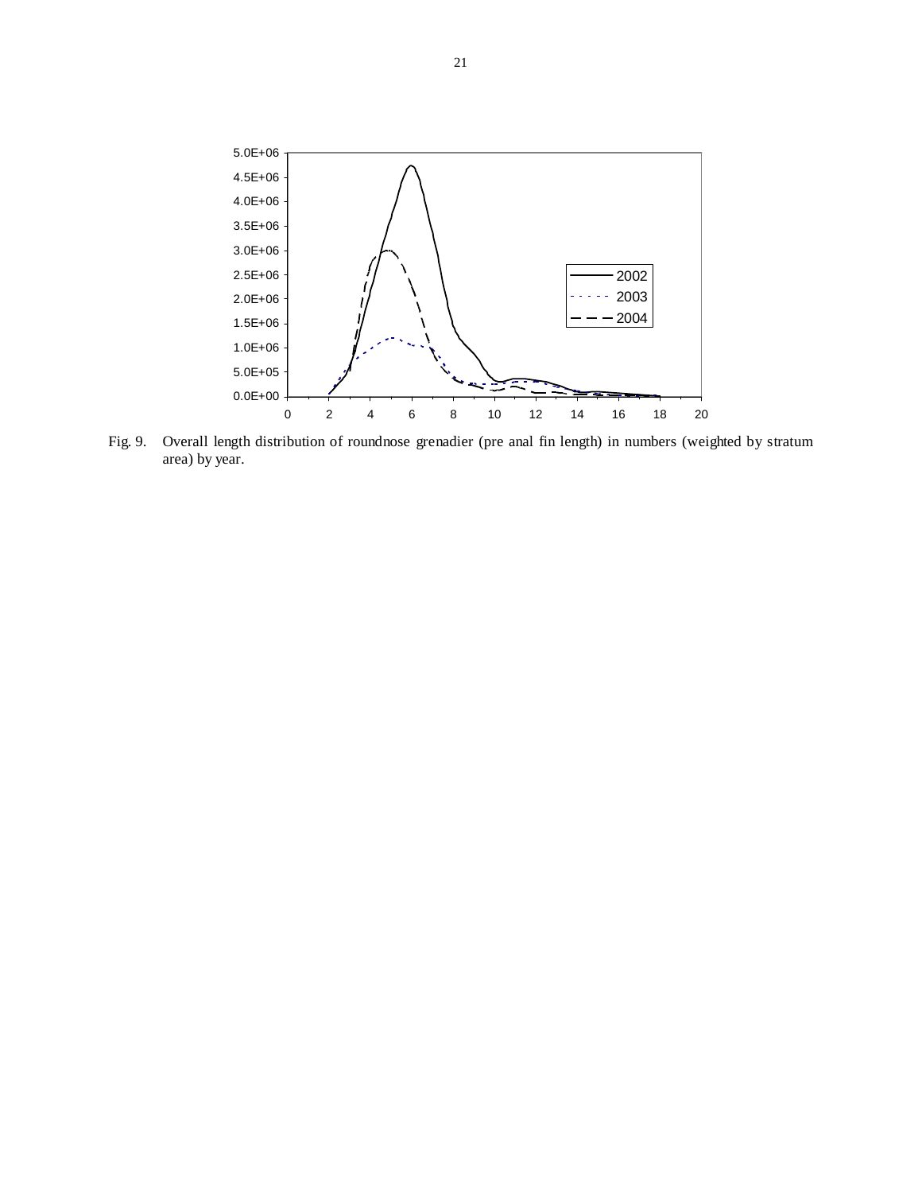Fig. 9. Overall length distribution of roundnose grenadier (pre anal fin length) in numbers (weighted by stratum area) by year.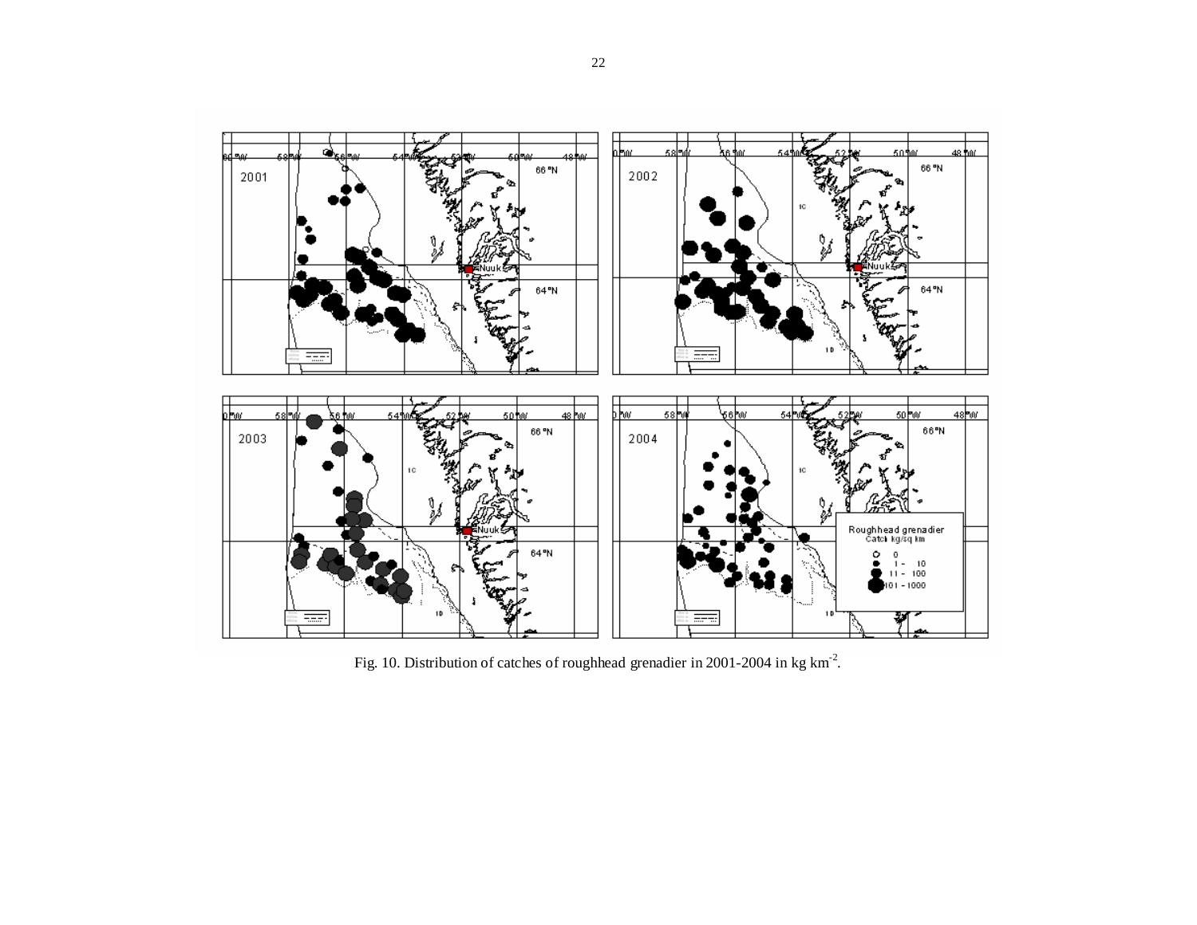Fig. 10. Distribution of catches of roughhead grenadier in 2001-2004 in kg km$^{-2}$.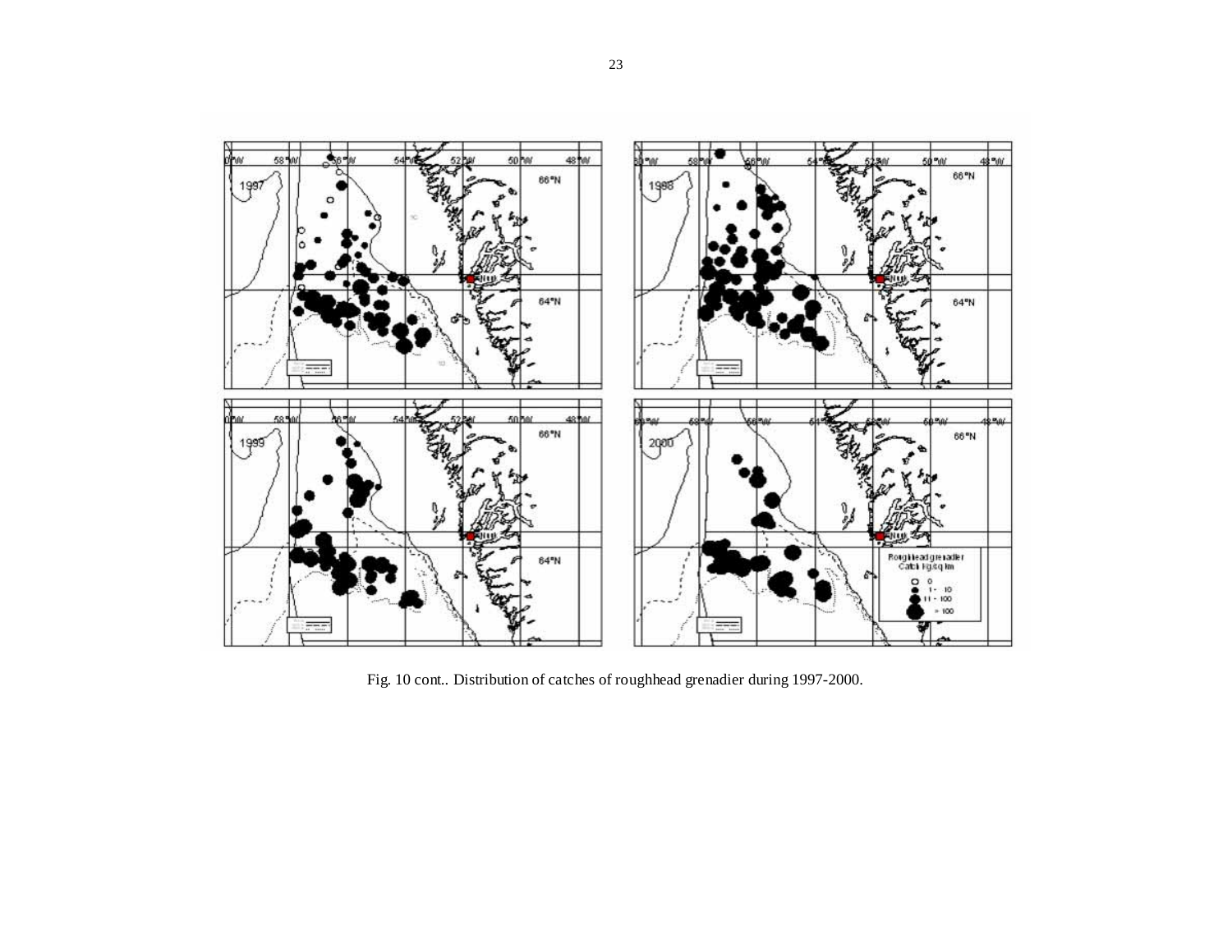Fig. 10 cont.. Distribution of catches of roughhead grenadier during 1997-2000.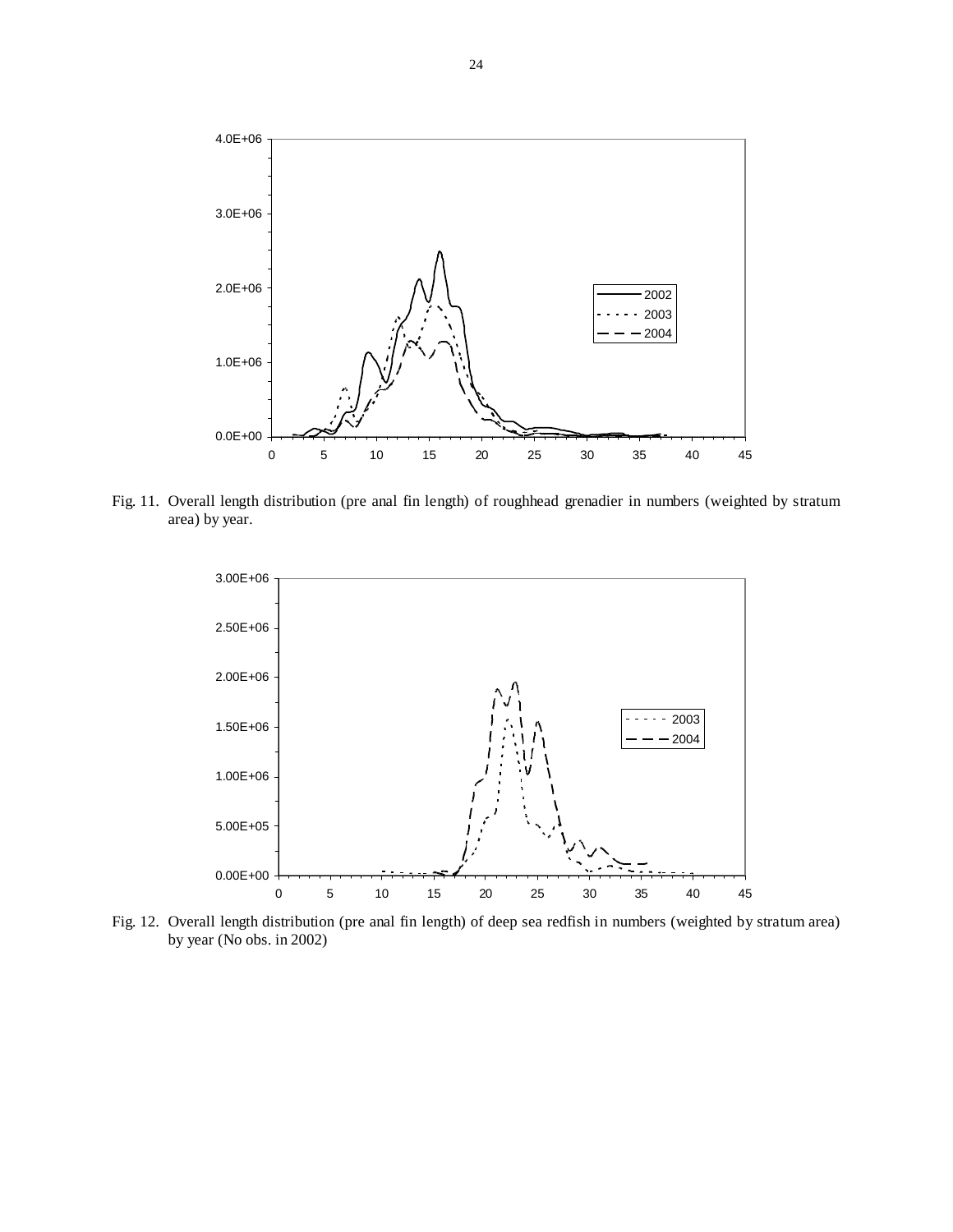Fig. 11. Overall length distribution (pre anal fin length) of roughhead grenadier in numbers (weighted by stratum area) by year.

Fig. 12. Overall length distribution (pre anal fin length) of deep sea redfish in numbers (weighted by stratum area) by year (No obs. in 2002)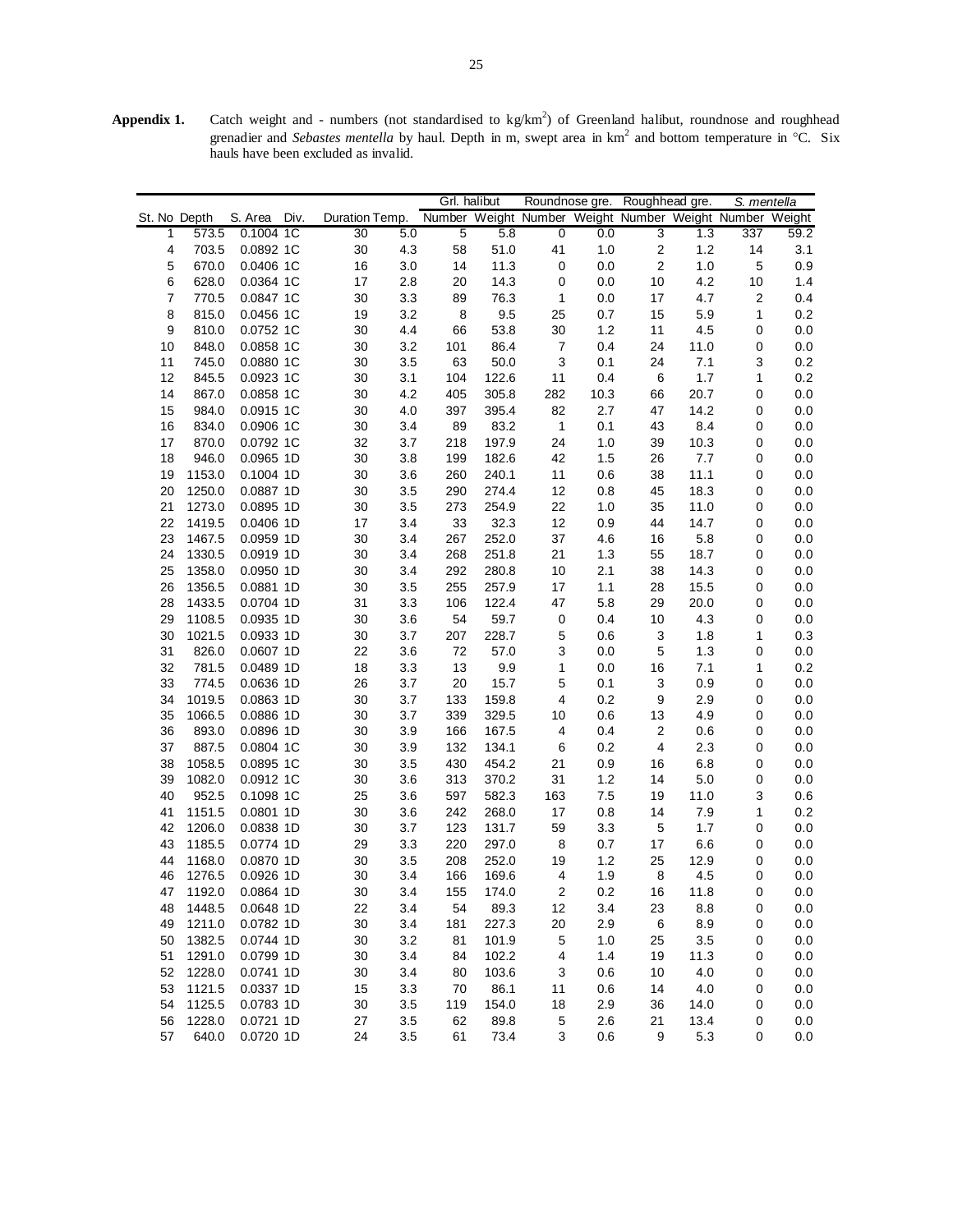**Appendix 1.** Catch weight and - numbers (not standardised to kg/km$^2$) of Greenland halibut, roundnose and roughhead grenadier and *Sebastes mentella* by haul. Depth in m, swept area in km$^2$ and bottom temperature in °C. Six hauls have been excluded as invalid.

| | | | | | | Grl. halibut | | Roundnose gre. | | Roughhead gre. | | *S. mentella* | |
|---|---|---|---|---|---|---|---|---|---|---|---|---|---|
| St. No | Depth | S. Area | Div. | Duration | Temp. | Number | Weight | Number | Weight | Number | Weight | Number | Weight |
| 1 | 573.5 | 0.1004 | 1C | 30 | 5.0 | 5 | 5.8 | 0 | 0.0 | 3 | 1.3 | 337 | 59.2 |
| 4 | 703.5 | 0.0892 | 1C | 30 | 4.3 | 58 | 51.0 | 41 | 1.0 | 2 | 1.2 | 14 | 3.1 |
| 5 | 670.0 | 0.0406 | 1C | 16 | 3.0 | 14 | 11.3 | 0 | 0.0 | 2 | 1.0 | 5 | 0.9 |
| 6 | 628.0 | 0.0364 | 1C | 17 | 2.8 | 20 | 14.3 | 0 | 0.0 | 10 | 4.2 | 10 | 1.4 |
| 7 | 770.5 | 0.0847 | 1C | 30 | 3.3 | 89 | 76.3 | 1 | 0.0 | 17 | 4.7 | 2 | 0.4 |
| 8 | 815.0 | 0.0456 | 1C | 19 | 3.2 | 8 | 9.5 | 25 | 0.7 | 15 | 5.9 | 1 | 0.2 |
| 9 | 810.0 | 0.0752 | 1C | 30 | 4.4 | 66 | 53.8 | 30 | 1.2 | 11 | 4.5 | 0 | 0.0 |
| 10 | 848.0 | 0.0858 | 1C | 30 | 3.2 | 101 | 86.4 | 7 | 0.4 | 24 | 11.0 | 0 | 0.0 |
| 11 | 745.0 | 0.0880 | 1C | 30 | 3.5 | 63 | 50.0 | 3 | 0.1 | 24 | 7.1 | 3 | 0.2 |
| 12 | 845.5 | 0.0923 | 1C | 30 | 3.1 | 104 | 122.6 | 11 | 0.4 | 6 | 1.7 | 1 | 0.2 |
| 14 | 867.0 | 0.0858 | 1C | 30 | 4.2 | 405 | 305.8 | 282 | 10.3 | 66 | 20.7 | 0 | 0.0 |
| 15 | 984.0 | 0.0915 | 1C | 30 | 4.0 | 397 | 395.4 | 82 | 2.7 | 47 | 14.2 | 0 | 0.0 |
| 16 | 834.0 | 0.0906 | 1C | 30 | 3.4 | 89 | 83.2 | 1 | 0.1 | 43 | 8.4 | 0 | 0.0 |
| 17 | 870.0 | 0.0792 | 1C | 32 | 3.7 | 218 | 197.9 | 24 | 1.0 | 39 | 10.3 | 0 | 0.0 |
| 18 | 946.0 | 0.0965 | 1D | 30 | 3.8 | 199 | 182.6 | 42 | 1.5 | 26 | 7.7 | 0 | 0.0 |
| 19 | 1153.0 | 0.1004 | 1D | 30 | 3.6 | 260 | 240.1 | 11 | 0.6 | 38 | 11.1 | 0 | 0.0 |
| 20 | 1250.0 | 0.0887 | 1D | 30 | 3.5 | 290 | 274.4 | 12 | 0.8 | 45 | 18.3 | 0 | 0.0 |
| 21 | 1273.0 | 0.0895 | 1D | 30 | 3.5 | 273 | 254.9 | 22 | 1.0 | 35 | 11.0 | 0 | 0.0 |
| 22 | 1419.5 | 0.0406 | 1D | 17 | 3.4 | 33 | 32.3 | 12 | 0.9 | 44 | 14.7 | 0 | 0.0 |
| 23 | 1467.5 | 0.0959 | 1D | 30 | 3.4 | 267 | 252.0 | 37 | 4.6 | 16 | 5.8 | 0 | 0.0 |
| 24 | 1330.5 | 0.0919 | 1D | 30 | 3.4 | 268 | 251.8 | 21 | 1.3 | 55 | 18.7 | 0 | 0.0 |
| 25 | 1358.0 | 0.0950 | 1D | 30 | 3.4 | 292 | 280.8 | 10 | 2.1 | 38 | 14.3 | 0 | 0.0 |
| 26 | 1356.5 | 0.0881 | 1D | 30 | 3.5 | 255 | 257.9 | 17 | 1.1 | 28 | 15.5 | 0 | 0.0 |
| 28 | 1433.5 | 0.0704 | 1D | 31 | 3.3 | 106 | 122.4 | 47 | 5.8 | 29 | 20.0 | 0 | 0.0 |
| 29 | 1108.5 | 0.0935 | 1D | 30 | 3.6 | 54 | 59.7 | 0 | 0.4 | 10 | 4.3 | 0 | 0.0 |
| 30 | 1021.5 | 0.0933 | 1D | 30 | 3.7 | 207 | 228.7 | 5 | 0.6 | 3 | 1.8 | 1 | 0.3 |
| 31 | 826.0 | 0.0607 | 1D | 22 | 3.6 | 72 | 57.0 | 3 | 0.0 | 5 | 1.3 | 0 | 0.0 |
| 32 | 781.5 | 0.0489 | 1D | 18 | 3.3 | 13 | 9.9 | 1 | 0.0 | 16 | 7.1 | 1 | 0.2 |
| 33 | 774.5 | 0.0636 | 1D | 26 | 3.7 | 20 | 15.7 | 5 | 0.1 | 3 | 0.9 | 0 | 0.0 |
| 34 | 1019.5 | 0.0863 | 1D | 30 | 3.7 | 133 | 159.8 | 4 | 0.2 | 9 | 2.9 | 0 | 0.0 |
| 35 | 1066.5 | 0.0886 | 1D | 30 | 3.7 | 339 | 329.5 | 10 | 0.6 | 13 | 4.9 | 0 | 0.0 |
| 36 | 893.0 | 0.0896 | 1D | 30 | 3.9 | 166 | 167.5 | 4 | 0.4 | 2 | 0.6 | 0 | 0.0 |
| 37 | 887.5 | 0.0804 | 1C | 30 | 3.9 | 132 | 134.1 | 6 | 0.2 | 4 | 2.3 | 0 | 0.0 |
| 38 | 1058.5 | 0.0895 | 1C | 30 | 3.5 | 430 | 454.2 | 21 | 0.9 | 16 | 6.8 | 0 | 0.0 |
| 39 | 1082.0 | 0.0912 | 1C | 30 | 3.6 | 313 | 370.2 | 31 | 1.2 | 14 | 5.0 | 0 | 0.0 |
| 40 | 952.5 | 0.1098 | 1C | 25 | 3.6 | 597 | 582.3 | 163 | 7.5 | 19 | 11.0 | 3 | 0.6 |
| 41 | 1151.5 | 0.0801 | 1D | 30 | 3.6 | 242 | 268.0 | 17 | 0.8 | 14 | 7.9 | 1 | 0.2 |
| 42 | 1206.0 | 0.0838 | 1D | 30 | 3.7 | 123 | 131.7 | 59 | 3.3 | 5 | 1.7 | 0 | 0.0 |
| 43 | 1185.5 | 0.0774 | 1D | 29 | 3.3 | 220 | 297.0 | 8 | 0.7 | 17 | 6.6 | 0 | 0.0 |
| 44 | 1168.0 | 0.0870 | 1D | 30 | 3.5 | 208 | 252.0 | 19 | 1.2 | 25 | 12.9 | 0 | 0.0 |
| 46 | 1276.5 | 0.0926 | 1D | 30 | 3.4 | 166 | 169.6 | 4 | 1.9 | 8 | 4.5 | 0 | 0.0 |
| 47 | 1192.0 | 0.0864 | 1D | 30 | 3.4 | 155 | 174.0 | 2 | 0.2 | 16 | 11.8 | 0 | 0.0 |
| 48 | 1448.5 | 0.0648 | 1D | 22 | 3.4 | 54 | 89.3 | 12 | 3.4 | 23 | 8.8 | 0 | 0.0 |
| 49 | 1211.0 | 0.0782 | 1D | 30 | 3.4 | 181 | 227.3 | 20 | 2.9 | 6 | 8.9 | 0 | 0.0 |
| 50 | 1382.5 | 0.0744 | 1D | 30 | 3.2 | 81 | 101.9 | 5 | 1.0 | 25 | 3.5 | 0 | 0.0 |
| 51 | 1291.0 | 0.0799 | 1D | 30 | 3.4 | 84 | 102.2 | 4 | 1.4 | 19 | 11.3 | 0 | 0.0 |
| 52 | 1228.0 | 0.0741 | 1D | 30 | 3.4 | 80 | 103.6 | 3 | 0.6 | 10 | 4.0 | 0 | 0.0 |
| 53 | 1121.5 | 0.0337 | 1D | 15 | 3.3 | 70 | 86.1 | 11 | 0.6 | 14 | 4.0 | 0 | 0.0 |
| 54 | 1125.5 | 0.0783 | 1D | 30 | 3.5 | 119 | 154.0 | 18 | 2.9 | 36 | 14.0 | 0 | 0.0 |
| 56 | 1228.0 | 0.0721 | 1D | 27 | 3.5 | 62 | 89.8 | 5 | 2.6 | 21 | 13.4 | 0 | 0.0 |
| 57 | 640.0 | 0.0720 | 1D | 24 | 3.5 | 61 | 73.4 | 3 | 0.6 | 9 | 5.3 | 0 | 0.0 |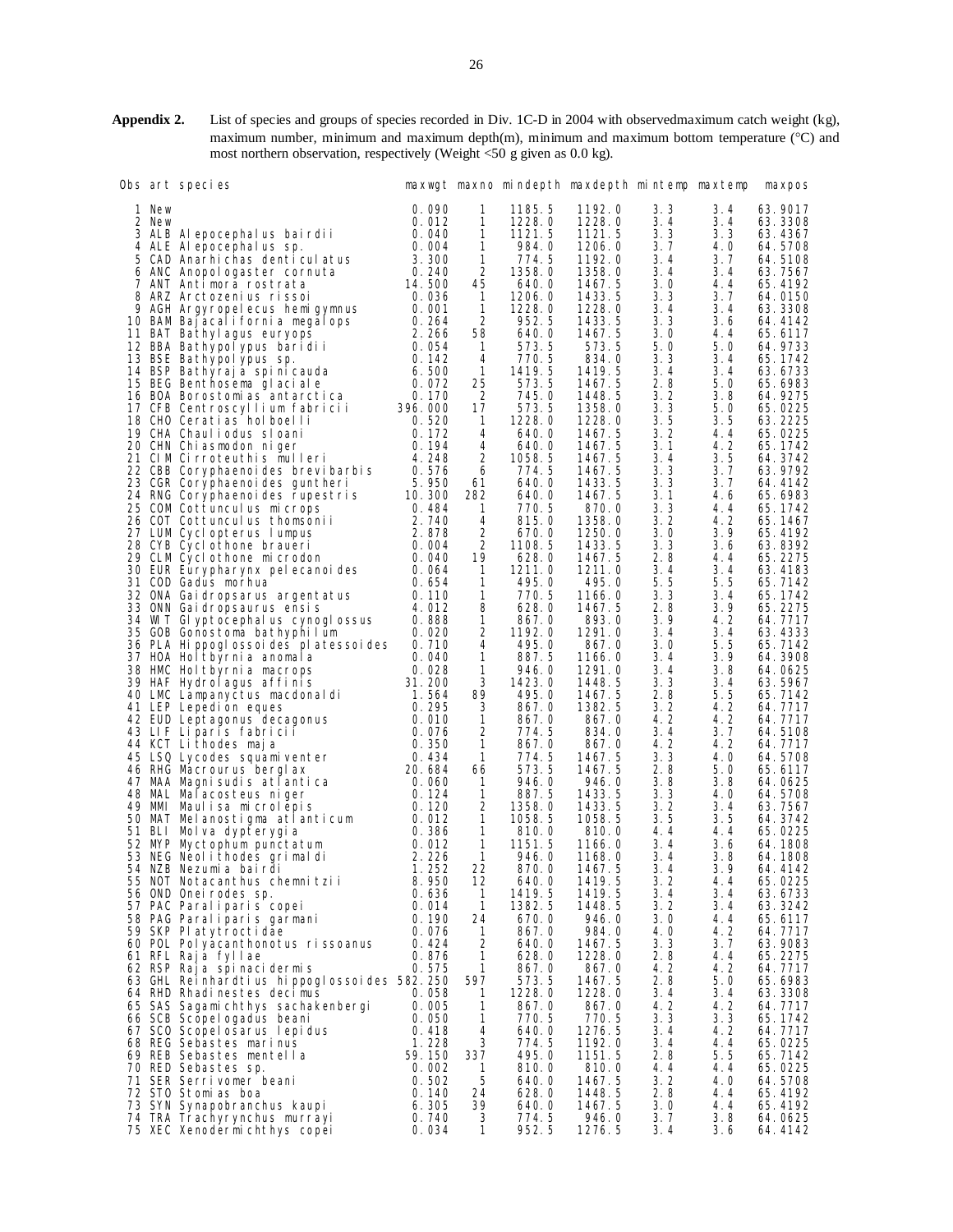**Appendix 2.** List of species and groups of species recorded in Div. 1C-D in 2004 with observedmaximum catch weight (kg), maximum number, minimum and maximum depth(m), minimum and maximum bottom temperature (°C) and most northern observation, respectively (Weight <50 g given as 0.0 kg).

| Obs | art | species | maxwgt | maxno | mindepth | maxdepth | mintemp | maxtemp | maxpos |
|---|---|---|---|---|---|---|---|---|---|
| 1 | New | | 0.090 | 1 | 1185.5 | 1192.0 | 3.3 | 3.4 | 63.9017 |
| 2 | New | | 0.012 | 1 | 1228.0 | 1228.0 | 3.4 | 3.4 | 63.3308 |
| 3 | ALB | Alepocephalus bairdii | 0.040 | 1 | 1121.5 | 1121.5 | 3.3 | 3.3 | 63.4367 |
| 4 | ALE | Alepocephalus sp. | 0.004 | 1 | 984.0 | 1206.0 | 3.7 | 4.0 | 64.5708 |
| 5 | CAD | Anarhichas denticulatus | 3.300 | 1 | 774.5 | 1192.0 | 3.4 | 3.7 | 64.5108 |
| 6 | ANC | Anopologaster cornuta | 0.240 | 2 | 1358.0 | 1358.0 | 3.4 | 3.4 | 63.7567 |
| 7 | ANT | Antimora rostrata | 14.500 | 45 | 640.0 | 1467.5 | 3.0 | 4.4 | 65.4192 |
| 8 | ARZ | Arctozenius rissoi | 0.036 | 1 | 1206.0 | 1433.5 | 3.3 | 3.7 | 64.0150 |
| 9 | AGH | Argyropelecus hemigymnus | 0.001 | 1 | 1228.0 | 1228.0 | 3.4 | 3.4 | 63.3308 |
| 10 | BAM | Bajacalifornia megalops | 0.264 | 2 | 952.5 | 1433.5 | 3.3 | 3.6 | 64.4142 |
| 11 | BAT | Bathylagus euryops | 2.266 | 58 | 640.0 | 1467.5 | 3.0 | 4.4 | 65.6117 |
| 12 | BBA | Bathypolypus baridii | 0.054 | 1 | 573.5 | 573.5 | 5.0 | 5.0 | 64.9733 |
| 13 | BSE | Bathypolypus sp. | 0.142 | 4 | 770.5 | 834.0 | 3.3 | 3.4 | 65.1742 |
| 14 | BSP | Bathyraja spinicauda | 6.500 | 1 | 1419.5 | 1419.5 | 3.4 | 3.4 | 63.6733 |
| 15 | BEG | Benthosema glaciale | 0.072 | 25 | 573.5 | 1467.5 | 2.8 | 5.0 | 65.6983 |
| 16 | BOA | Borostomias antarctica | 0.170 | 2 | 745.0 | 1448.5 | 3.2 | 3.8 | 64.9275 |
| 17 | CFB | Centroscyllium fabricii | 396.000 | 17 | 573.5 | 1358.0 | 3.3 | 5.0 | 65.0225 |
| 18 | CHO | Ceratias holboelli | 0.520 | 1 | 1228.0 | 1228.0 | 3.5 | 3.5 | 63.2225 |
| 19 | CHA | Chauliodus sloani | 0.172 | 4 | 640.0 | 1467.5 | 3.2 | 4.4 | 65.0225 |
| 20 | CHN | Chiasmodon niger | 0.194 | 4 | 640.0 | 1467.5 | 3.1 | 4.2 | 65.1742 |
| 21 | CIM | Cirroteuthis mulleri | 4.248 | 2 | 1058.5 | 1467.5 | 3.4 | 3.5 | 64.3742 |
| 22 | CBB | Coryphaenoides brevibarbis | 0.576 | 6 | 774.5 | 1467.5 | 3.3 | 3.7 | 63.9792 |
| 23 | CGR | Coryphaenoides guntheri | 5.950 | 61 | 640.0 | 1433.5 | 3.3 | 3.7 | 64.4142 |
| 24 | RNG | Coryphaenoides rupestris | 10.300 | 282 | 640.0 | 1467.5 | 3.1 | 4.6 | 65.6983 |
| 25 | COM | Cottunculus microps | 0.484 | 1 | 770.5 | 870.0 | 3.3 | 4.4 | 65.1742 |
| 26 | COT | Cottunculus thomsonii | 2.740 | 4 | 815.0 | 1358.0 | 3.2 | 4.2 | 65.1467 |
| 27 | LUM | Cyclopterus lumpus | 2.878 | 2 | 670.0 | 1250.0 | 3.0 | 3.9 | 65.4192 |
| 28 | CYB | Cyclothone braueri | 0.004 | 2 | 1108.5 | 1433.5 | 3.3 | 3.6 | 63.8392 |
| 29 | CLM | Cyclothone microdon | 0.040 | 19 | 628.0 | 1467.5 | 2.8 | 4.4 | 65.2275 |
| 30 | EUR | Eurypharynx pelecanoides | 0.064 | 1 | 1211.0 | 1211.0 | 3.4 | 3.4 | 63.4183 |
| 31 | COD | Gadus morhua | 0.654 | 1 | 495.0 | 495.0 | 5.5 | 5.5 | 65.7142 |
| 32 | ONA | Gaidropsarus argentatus | 0.110 | 1 | 770.5 | 1166.0 | 3.3 | 3.4 | 65.1742 |
| 33 | ONN | Gaidropsaurus ensis | 4.012 | 8 | 628.0 | 1467.5 | 2.8 | 3.9 | 65.2275 |
| 34 | WIT | Glyptocephalus cynoglossus | 0.888 | 1 | 867.0 | 893.0 | 3.9 | 4.2 | 64.7717 |
| 35 | GOB | Gonostoma bathyphilum | 0.020 | 2 | 1192.0 | 1291.0 | 3.4 | 3.4 | 63.4333 |
| 36 | PLA | Hippoglossoides platessoides | 0.710 | 4 | 495.0 | 867.0 | 3.0 | 5.5 | 65.7142 |
| 37 | HOA | Holtbyrnia anomala | 0.040 | 1 | 887.5 | 1166.0 | 3.4 | 3.9 | 64.3908 |
| 38 | HMC | Holtbyrnia macrops | 0.028 | 1 | 946.0 | 1291.0 | 3.4 | 3.8 | 64.0625 |
| 39 | HAF | Hydrolagus affinis | 31.200 | 3 | 1423.0 | 1448.5 | 3.3 | 3.4 | 63.5967 |
| 40 | LMC | Lampanyctus macdonaldi | 1.564 | 89 | 495.0 | 1467.5 | 2.8 | 5.5 | 65.7142 |
| 41 | LEP | Lepedion eques | 0.295 | 3 | 867.0 | 1382.5 | 3.2 | 4.2 | 64.7717 |
| 42 | EUD | Leptagonus decagonus | 0.010 | 1 | 867.0 | 867.0 | 4.2 | 4.2 | 64.7717 |
| 43 | LIF | Liparis fabricii | 0.076 | 2 | 774.5 | 834.0 | 3.4 | 3.7 | 64.5108 |
| 44 | KCT | Lithodes maja | 0.350 | 1 | 867.0 | 867.0 | 4.2 | 4.2 | 64.7717 |
| 45 | LSQ | Lycodes squamiventer | 0.434 | 1 | 774.5 | 1467.5 | 3.3 | 4.0 | 64.5708 |
| 46 | RHG | Macrourus berglax | 20.684 | 66 | 573.5 | 1467.5 | 2.8 | 5.0 | 65.6117 |
| 47 | MAA | Magnisudis atlantica | 0.060 | 1 | 946.0 | 946.0 | 3.8 | 3.8 | 64.0625 |
| 48 | MAL | Malacosteus niger | 0.124 | 1 | 887.5 | 1433.5 | 3.3 | 4.0 | 64.5708 |
| 49 | MMI | Maulisa microlepis | 0.120 | 2 | 1358.0 | 1433.5 | 3.2 | 3.4 | 63.7567 |
| 50 | MAT | Melanostigma atlanticum | 0.012 | 1 | 1058.5 | 1058.5 | 3.5 | 3.5 | 64.3742 |
| 51 | BLI | Molva dypterygia | 0.386 | 1 | 810.0 | 810.0 | 4.4 | 4.4 | 65.0225 |
| 52 | MYP | Myctophum punctatum | 0.012 | 1 | 1151.5 | 1166.0 | 3.4 | 3.6 | 64.1808 |
| 53 | NEG | Neolithodes grimaldi | 2.226 | 1 | 946.0 | 1168.0 | 3.4 | 3.8 | 64.1808 |
| 54 | NZB | Nezumia bairdi | 1.252 | 22 | 870.0 | 1467.5 | 3.4 | 3.9 | 64.4142 |
| 55 | NOT | Notacanthus chemnitzii | 8.950 | 12 | 640.0 | 1419.5 | 3.2 | 4.4 | 65.0225 |
| 56 | OND | Oneirodes sp. | 0.636 | 1 | 1419.5 | 1419.5 | 3.4 | 3.4 | 63.6733 |
| 57 | PAC | Paraliparis copei | 0.014 | 1 | 1382.5 | 1448.5 | 3.2 | 3.4 | 63.3242 |
| 58 | PAG | Paraliparis garmani | 0.190 | 24 | 670.0 | 946.0 | 3.0 | 4.4 | 65.6117 |
| 59 | SKP | Platytroctidae | 0.076 | 1 | 867.0 | 984.0 | 4.0 | 4.2 | 64.7717 |
| 60 | POL | Polyacanthonotus rissoanus | 0.424 | 2 | 640.0 | 1467.5 | 3.3 | 3.7 | 63.9083 |
| 61 | RFL | Raja fyllae | 0.876 | 1 | 628.0 | 1228.0 | 2.8 | 4.4 | 65.2275 |
| 62 | RSP | Raja spinacidermis | 0.575 | 1 | 867.0 | 867.0 | 4.2 | 4.2 | 64.7717 |
| 63 | GHL | Reinhardtius hippoglossoides | 582.250 | 597 | 573.5 | 1467.5 | 2.8 | 5.0 | 65.6983 |
| 64 | RHD | Rhadinestes decimus | 0.058 | 1 | 1228.0 | 1228.0 | 3.4 | 3.4 | 63.3308 |
| 65 | SAS | Sagamichthys sachakenbergi | 0.005 | 1 | 867.0 | 867.0 | 4.2 | 4.2 | 64.7717 |
| 66 | SCB | Scopelogadus beani | 0.050 | 1 | 770.5 | 770.5 | 3.3 | 3.3 | 65.1742 |
| 67 | SCO | Scopelosarus lepidus | 0.418 | 4 | 640.0 | 1276.5 | 3.4 | 4.2 | 64.7717 |
| 68 | REG | Sebastes marinus | 1.228 | 3 | 774.5 | 1192.0 | 3.4 | 4.4 | 65.0225 |
| 69 | REB | Sebastes mentella | 59.150 | 337 | 495.0 | 1151.5 | 2.8 | 5.5 | 65.7142 |
| 70 | RED | Sebastes sp. | 0.002 | 1 | 810.0 | 810.0 | 4.4 | 4.4 | 65.0225 |
| 71 | SER | Serrivomer beani | 0.502 | 5 | 640.0 | 1467.5 | 3.2 | 4.0 | 64.5708 |
| 72 | STO | Stomias boa | 0.140 | 24 | 628.0 | 1448.5 | 2.8 | 4.4 | 65.4192 |
| 73 | SYN | Synapobranchus kaupi | 6.305 | 39 | 640.0 | 1467.5 | 3.0 | 4.4 | 65.4192 |
| 74 | TRA | Trachyrynchus murrayi | 0.740 | 3 | 774.5 | 946.0 | 3.7 | 3.8 | 64.0625 |
| 75 | XEC | Xenodermichthys copei | 0.034 | 1 | 952.5 | 1276.5 | 3.4 | 3.6 | 64.4142 |